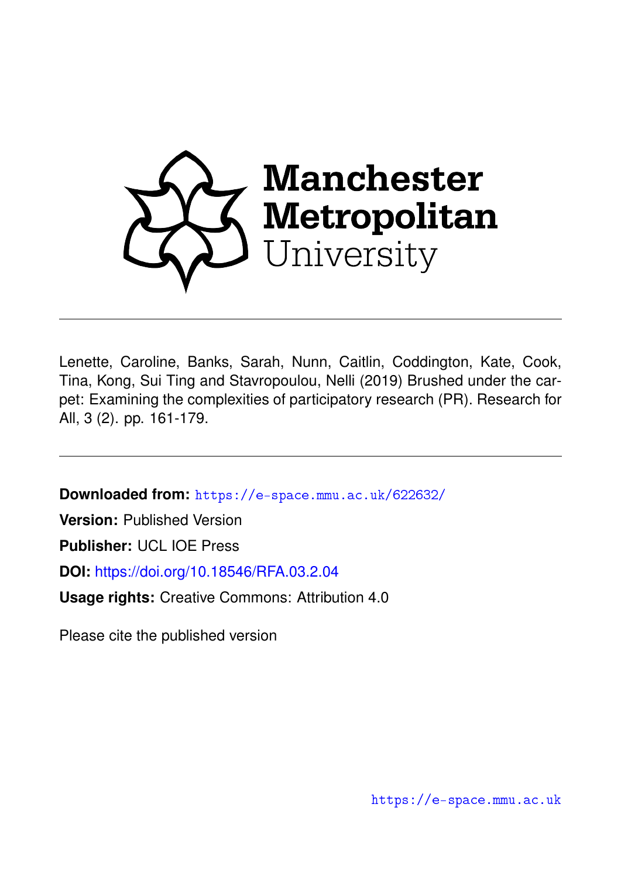Manchester Metropolitan University

---

Lenette, Caroline, Banks, Sarah, Nunn, Caitlin, Coddington, Kate, Cook, Tina, Kong, Sui Ting and Stavropoulou, Nelli (2019) Brushed under the carpet: Examining the complexities of participatory research (PR). Research for All, 3 (2). pp. 161-179.

---

**Downloaded from:** https://e-space.mmu.ac.uk/622632/

**Version:** Published Version

**Publisher:** UCL IOE Press

**DOI:** https://doi.org/10.18546/RFA.03.2.04

**Usage rights:** Creative Commons: Attribution 4.0

Please cite the published version

https://e-space.mmu.ac.uk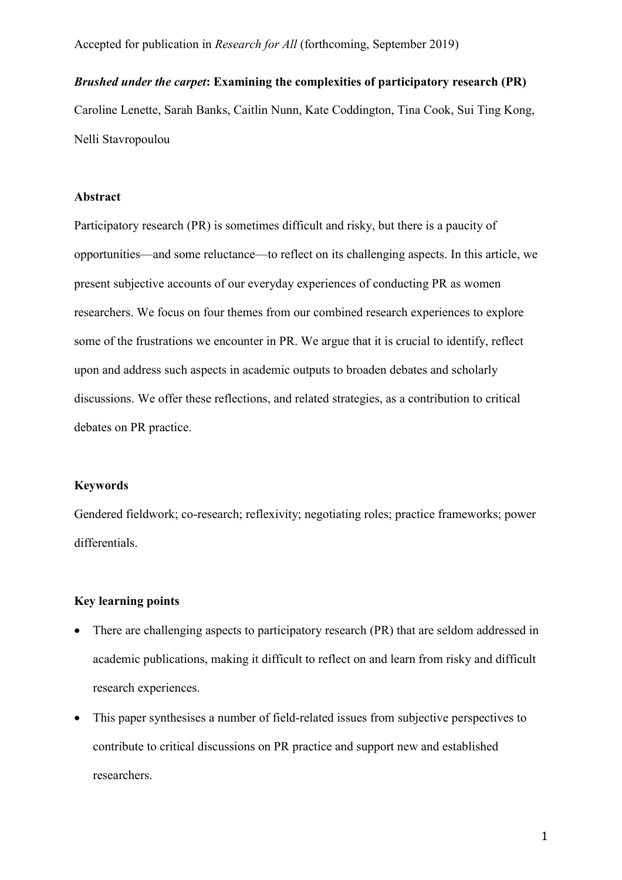Accepted for publication in *Research for All* (forthcoming, September 2019)

***Brushed under the carpet*: Examining the complexities of participatory research (PR)**

Caroline Lenette, Sarah Banks, Caitlin Nunn, Kate Coddington, Tina Cook, Sui Ting Kong, Nelli Stavropoulou

## Abstract

Participatory research (PR) is sometimes difficult and risky, but there is a paucity of opportunities—and some reluctance—to reflect on its challenging aspects. In this article, we present subjective accounts of our everyday experiences of conducting PR as women researchers. We focus on four themes from our combined research experiences to explore some of the frustrations we encounter in PR. We argue that it is crucial to identify, reflect upon and address such aspects in academic outputs to broaden debates and scholarly discussions. We offer these reflections, and related strategies, as a contribution to critical debates on PR practice.

## Keywords

Gendered fieldwork; co-research; reflexivity; negotiating roles; practice frameworks; power differentials.

## Key learning points

- There are challenging aspects to participatory research (PR) that are seldom addressed in academic publications, making it difficult to reflect on and learn from risky and difficult research experiences.
- This paper synthesises a number of field-related issues from subjective perspectives to contribute to critical discussions on PR practice and support new and established researchers.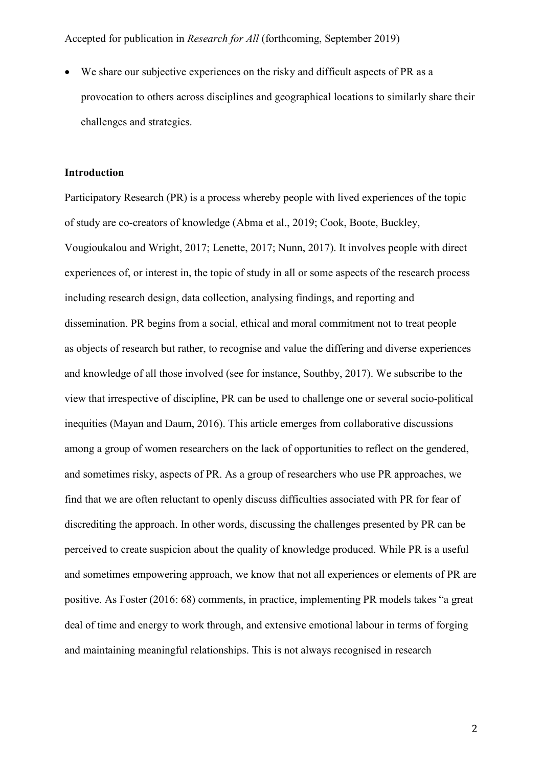- We share our subjective experiences on the risky and difficult aspects of PR as a provocation to others across disciplines and geographical locations to similarly share their challenges and strategies.

## Introduction

Participatory Research (PR) is a process whereby people with lived experiences of the topic of study are co-creators of knowledge (Abma et al., 2019; Cook, Boote, Buckley, Vougioukalou and Wright, 2017; Lenette, 2017; Nunn, 2017). It involves people with direct experiences of, or interest in, the topic of study in all or some aspects of the research process including research design, data collection, analysing findings, and reporting and dissemination. PR begins from a social, ethical and moral commitment not to treat people as objects of research but rather, to recognise and value the differing and diverse experiences and knowledge of all those involved (see for instance, Southby, 2017). We subscribe to the view that irrespective of discipline, PR can be used to challenge one or several socio-political inequities (Mayan and Daum, 2016). This article emerges from collaborative discussions among a group of women researchers on the lack of opportunities to reflect on the gendered, and sometimes risky, aspects of PR. As a group of researchers who use PR approaches, we find that we are often reluctant to openly discuss difficulties associated with PR for fear of discrediting the approach. In other words, discussing the challenges presented by PR can be perceived to create suspicion about the quality of knowledge produced. While PR is a useful and sometimes empowering approach, we know that not all experiences or elements of PR are positive. As Foster (2016: 68) comments, in practice, implementing PR models takes "a great deal of time and energy to work through, and extensive emotional labour in terms of forging and maintaining meaningful relationships. This is not always recognised in research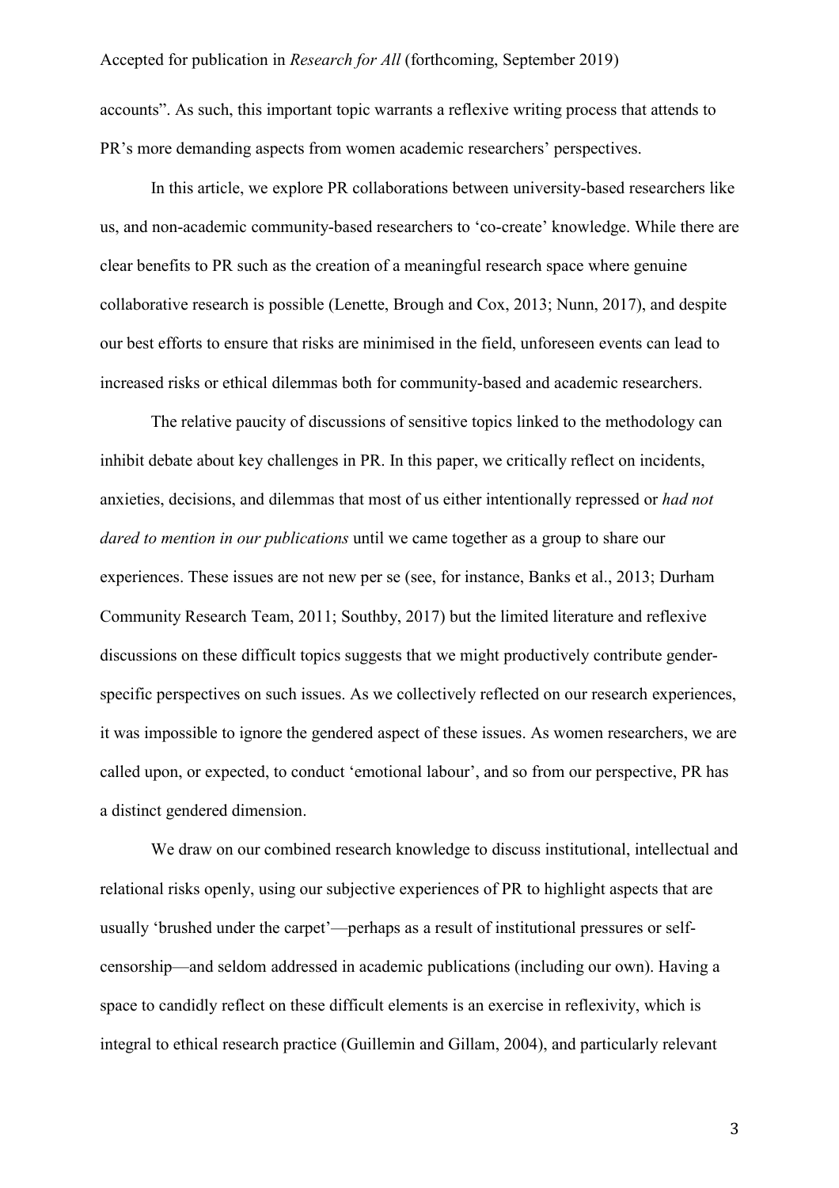accounts". As such, this important topic warrants a reflexive writing process that attends to PR's more demanding aspects from women academic researchers' perspectives.

In this article, we explore PR collaborations between university-based researchers like us, and non-academic community-based researchers to 'co-create' knowledge. While there are clear benefits to PR such as the creation of a meaningful research space where genuine collaborative research is possible (Lenette, Brough and Cox, 2013; Nunn, 2017), and despite our best efforts to ensure that risks are minimised in the field, unforeseen events can lead to increased risks or ethical dilemmas both for community-based and academic researchers.

The relative paucity of discussions of sensitive topics linked to the methodology can inhibit debate about key challenges in PR. In this paper, we critically reflect on incidents, anxieties, decisions, and dilemmas that most of us either intentionally repressed or *had not dared to mention in our publications* until we came together as a group to share our experiences. These issues are not new per se (see, for instance, Banks et al., 2013; Durham Community Research Team, 2011; Southby, 2017) but the limited literature and reflexive discussions on these difficult topics suggests that we might productively contribute gender-specific perspectives on such issues. As we collectively reflected on our research experiences, it was impossible to ignore the gendered aspect of these issues. As women researchers, we are called upon, or expected, to conduct 'emotional labour', and so from our perspective, PR has a distinct gendered dimension.

We draw on our combined research knowledge to discuss institutional, intellectual and relational risks openly, using our subjective experiences of PR to highlight aspects that are usually 'brushed under the carpet'—perhaps as a result of institutional pressures or self-censorship—and seldom addressed in academic publications (including our own). Having a space to candidly reflect on these difficult elements is an exercise in reflexivity, which is integral to ethical research practice (Guillemin and Gillam, 2004), and particularly relevant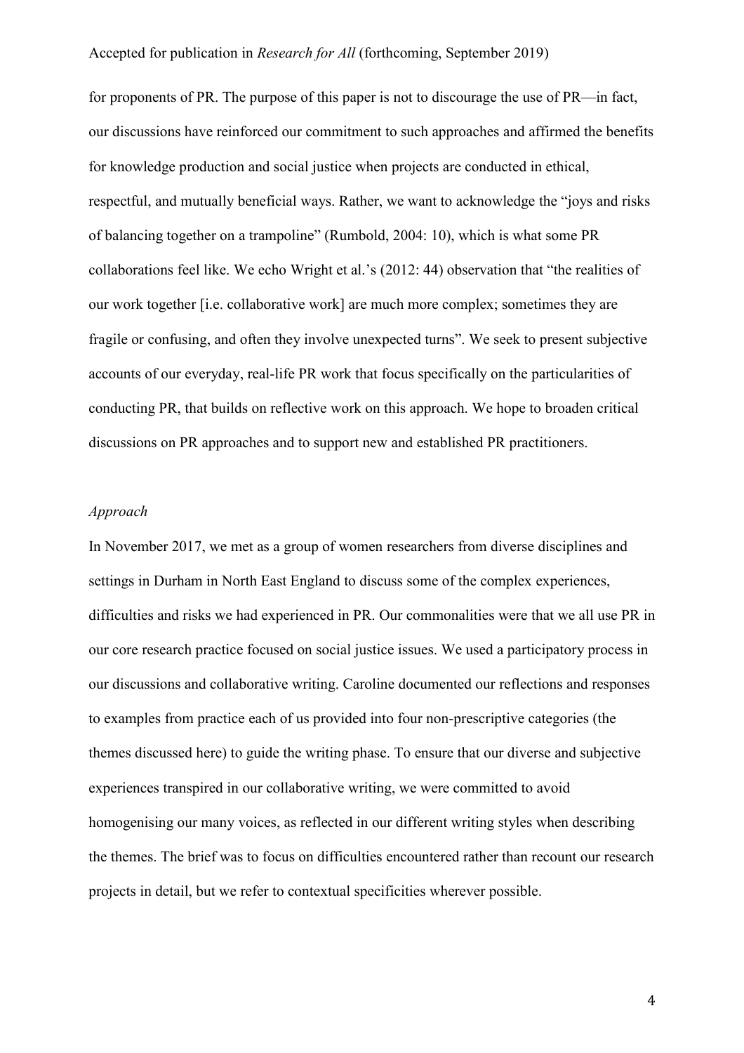for proponents of PR. The purpose of this paper is not to discourage the use of PR—in fact, our discussions have reinforced our commitment to such approaches and affirmed the benefits for knowledge production and social justice when projects are conducted in ethical, respectful, and mutually beneficial ways. Rather, we want to acknowledge the "joys and risks of balancing together on a trampoline" (Rumbold, 2004: 10), which is what some PR collaborations feel like. We echo Wright et al.'s (2012: 44) observation that "the realities of our work together [i.e. collaborative work] are much more complex; sometimes they are fragile or confusing, and often they involve unexpected turns". We seek to present subjective accounts of our everyday, real-life PR work that focus specifically on the particularities of conducting PR, that builds on reflective work on this approach. We hope to broaden critical discussions on PR approaches and to support new and established PR practitioners.

*Approach*

In November 2017, we met as a group of women researchers from diverse disciplines and settings in Durham in North East England to discuss some of the complex experiences, difficulties and risks we had experienced in PR. Our commonalities were that we all use PR in our core research practice focused on social justice issues. We used a participatory process in our discussions and collaborative writing. Caroline documented our reflections and responses to examples from practice each of us provided into four non-prescriptive categories (the themes discussed here) to guide the writing phase. To ensure that our diverse and subjective experiences transpired in our collaborative writing, we were committed to avoid homogenising our many voices, as reflected in our different writing styles when describing the themes. The brief was to focus on difficulties encountered rather than recount our research projects in detail, but we refer to contextual specificities wherever possible.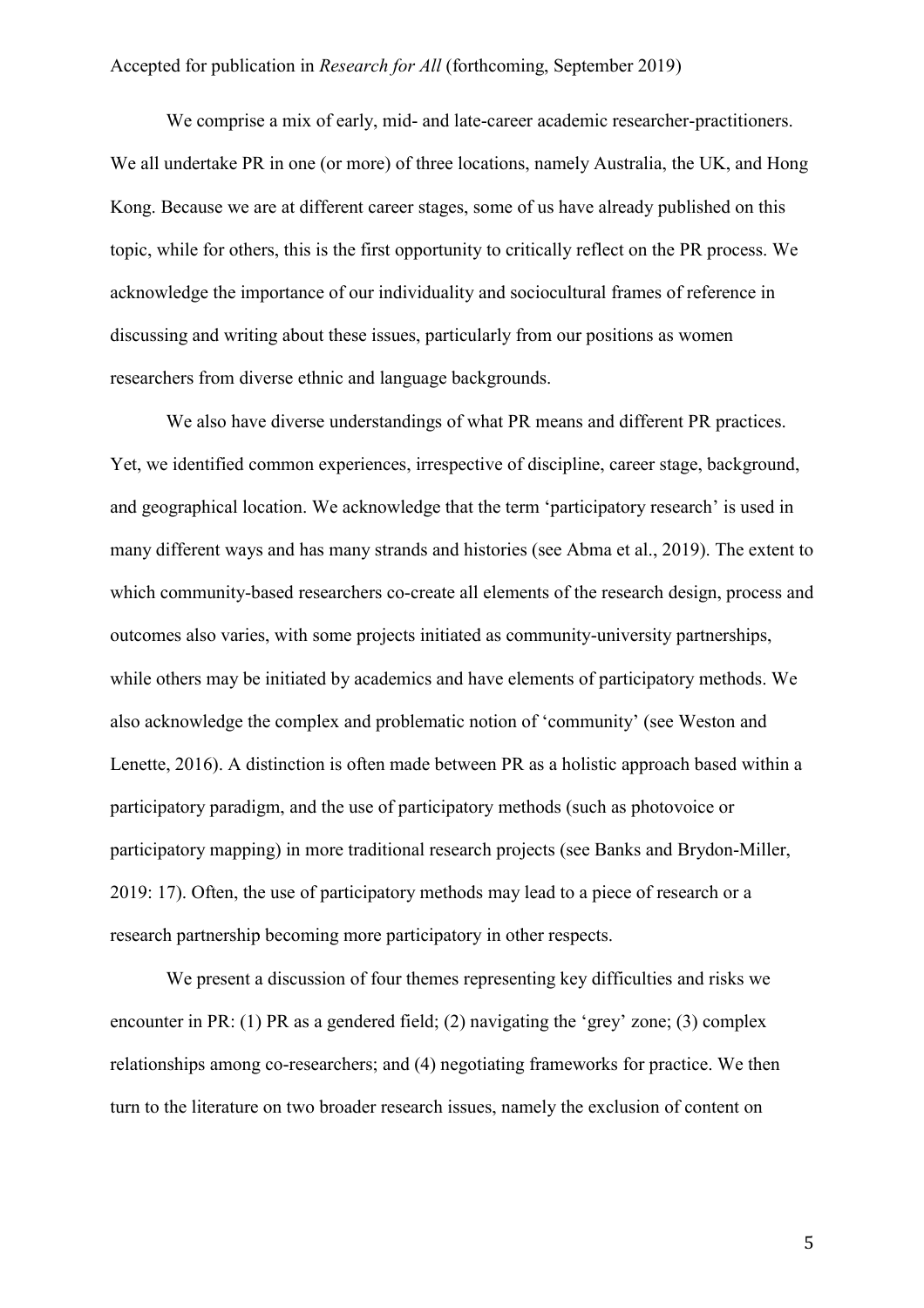We comprise a mix of early, mid- and late-career academic researcher-practitioners. We all undertake PR in one (or more) of three locations, namely Australia, the UK, and Hong Kong. Because we are at different career stages, some of us have already published on this topic, while for others, this is the first opportunity to critically reflect on the PR process. We acknowledge the importance of our individuality and sociocultural frames of reference in discussing and writing about these issues, particularly from our positions as women researchers from diverse ethnic and language backgrounds.

We also have diverse understandings of what PR means and different PR practices. Yet, we identified common experiences, irrespective of discipline, career stage, background, and geographical location. We acknowledge that the term 'participatory research' is used in many different ways and has many strands and histories (see Abma et al., 2019). The extent to which community-based researchers co-create all elements of the research design, process and outcomes also varies, with some projects initiated as community-university partnerships, while others may be initiated by academics and have elements of participatory methods. We also acknowledge the complex and problematic notion of 'community' (see Weston and Lenette, 2016). A distinction is often made between PR as a holistic approach based within a participatory paradigm, and the use of participatory methods (such as photovoice or participatory mapping) in more traditional research projects (see Banks and Brydon-Miller, 2019: 17). Often, the use of participatory methods may lead to a piece of research or a research partnership becoming more participatory in other respects.

We present a discussion of four themes representing key difficulties and risks we encounter in PR: (1) PR as a gendered field; (2) navigating the 'grey' zone; (3) complex relationships among co-researchers; and (4) negotiating frameworks for practice. We then turn to the literature on two broader research issues, namely the exclusion of content on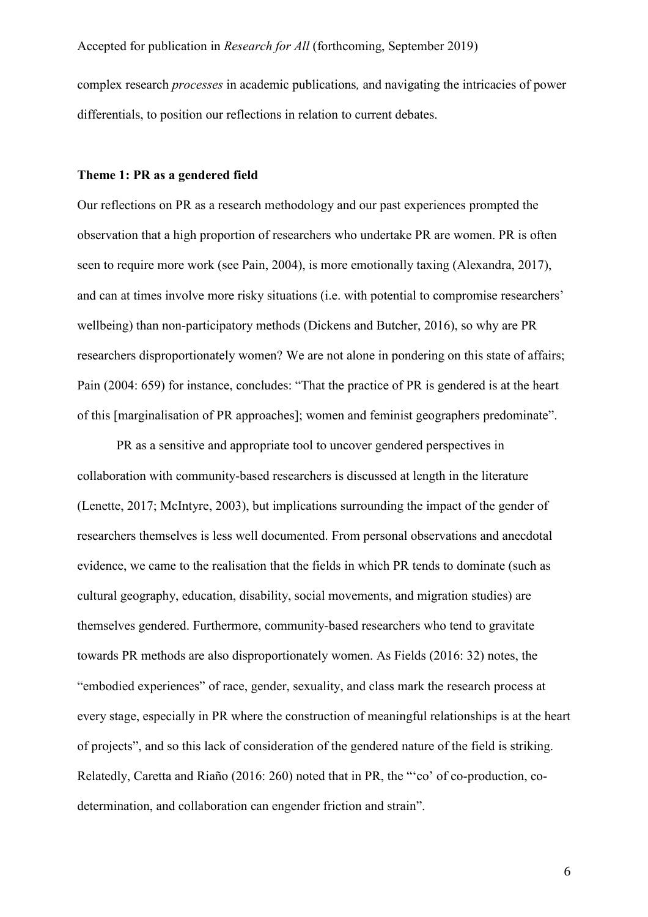complex research *processes* in academic publications*,* and navigating the intricacies of power differentials, to position our reflections in relation to current debates.

### Theme 1: PR as a gendered field

Our reflections on PR as a research methodology and our past experiences prompted the observation that a high proportion of researchers who undertake PR are women. PR is often seen to require more work (see Pain, 2004), is more emotionally taxing (Alexandra, 2017), and can at times involve more risky situations (i.e. with potential to compromise researchers' wellbeing) than non-participatory methods (Dickens and Butcher, 2016), so why are PR researchers disproportionately women? We are not alone in pondering on this state of affairs; Pain (2004: 659) for instance, concludes: "That the practice of PR is gendered is at the heart of this [marginalisation of PR approaches]; women and feminist geographers predominate".

PR as a sensitive and appropriate tool to uncover gendered perspectives in collaboration with community-based researchers is discussed at length in the literature (Lenette, 2017; McIntyre, 2003), but implications surrounding the impact of the gender of researchers themselves is less well documented. From personal observations and anecdotal evidence, we came to the realisation that the fields in which PR tends to dominate (such as cultural geography, education, disability, social movements, and migration studies) are themselves gendered. Furthermore, community-based researchers who tend to gravitate towards PR methods are also disproportionately women. As Fields (2016: 32) notes, the "embodied experiences" of race, gender, sexuality, and class mark the research process at every stage, especially in PR where the construction of meaningful relationships is at the heart of projects", and so this lack of consideration of the gendered nature of the field is striking. Relatedly, Caretta and Riaño (2016: 260) noted that in PR, the "'co' of co-production, co-determination, and collaboration can engender friction and strain".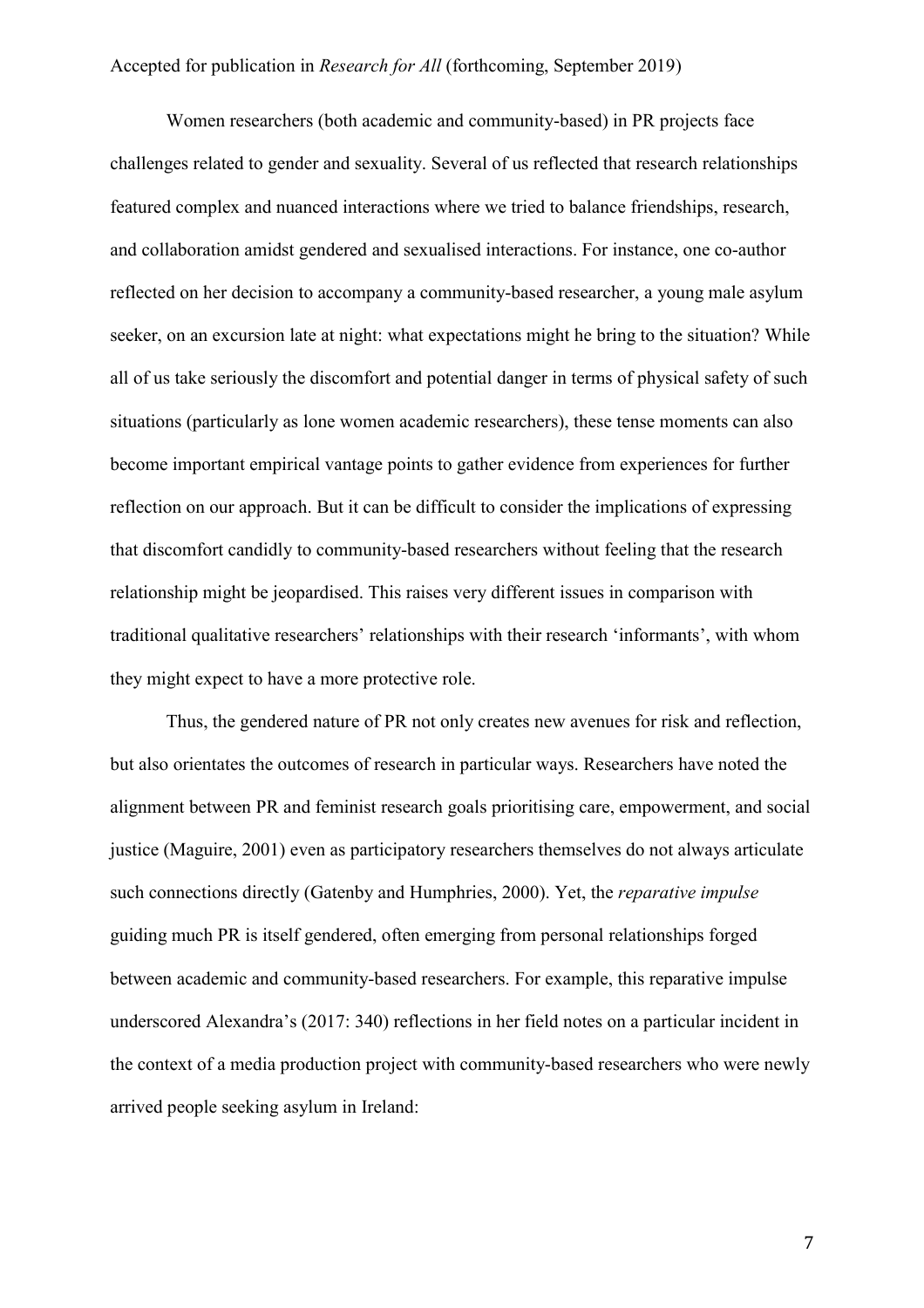Women researchers (both academic and community-based) in PR projects face challenges related to gender and sexuality. Several of us reflected that research relationships featured complex and nuanced interactions where we tried to balance friendships, research, and collaboration amidst gendered and sexualised interactions. For instance, one co-author reflected on her decision to accompany a community-based researcher, a young male asylum seeker, on an excursion late at night: what expectations might he bring to the situation? While all of us take seriously the discomfort and potential danger in terms of physical safety of such situations (particularly as lone women academic researchers), these tense moments can also become important empirical vantage points to gather evidence from experiences for further reflection on our approach. But it can be difficult to consider the implications of expressing that discomfort candidly to community-based researchers without feeling that the research relationship might be jeopardised. This raises very different issues in comparison with traditional qualitative researchers' relationships with their research 'informants', with whom they might expect to have a more protective role.

Thus, the gendered nature of PR not only creates new avenues for risk and reflection, but also orientates the outcomes of research in particular ways. Researchers have noted the alignment between PR and feminist research goals prioritising care, empowerment, and social justice (Maguire, 2001) even as participatory researchers themselves do not always articulate such connections directly (Gatenby and Humphries, 2000). Yet, the *reparative impulse* guiding much PR is itself gendered, often emerging from personal relationships forged between academic and community-based researchers. For example, this reparative impulse underscored Alexandra's (2017: 340) reflections in her field notes on a particular incident in the context of a media production project with community-based researchers who were newly arrived people seeking asylum in Ireland: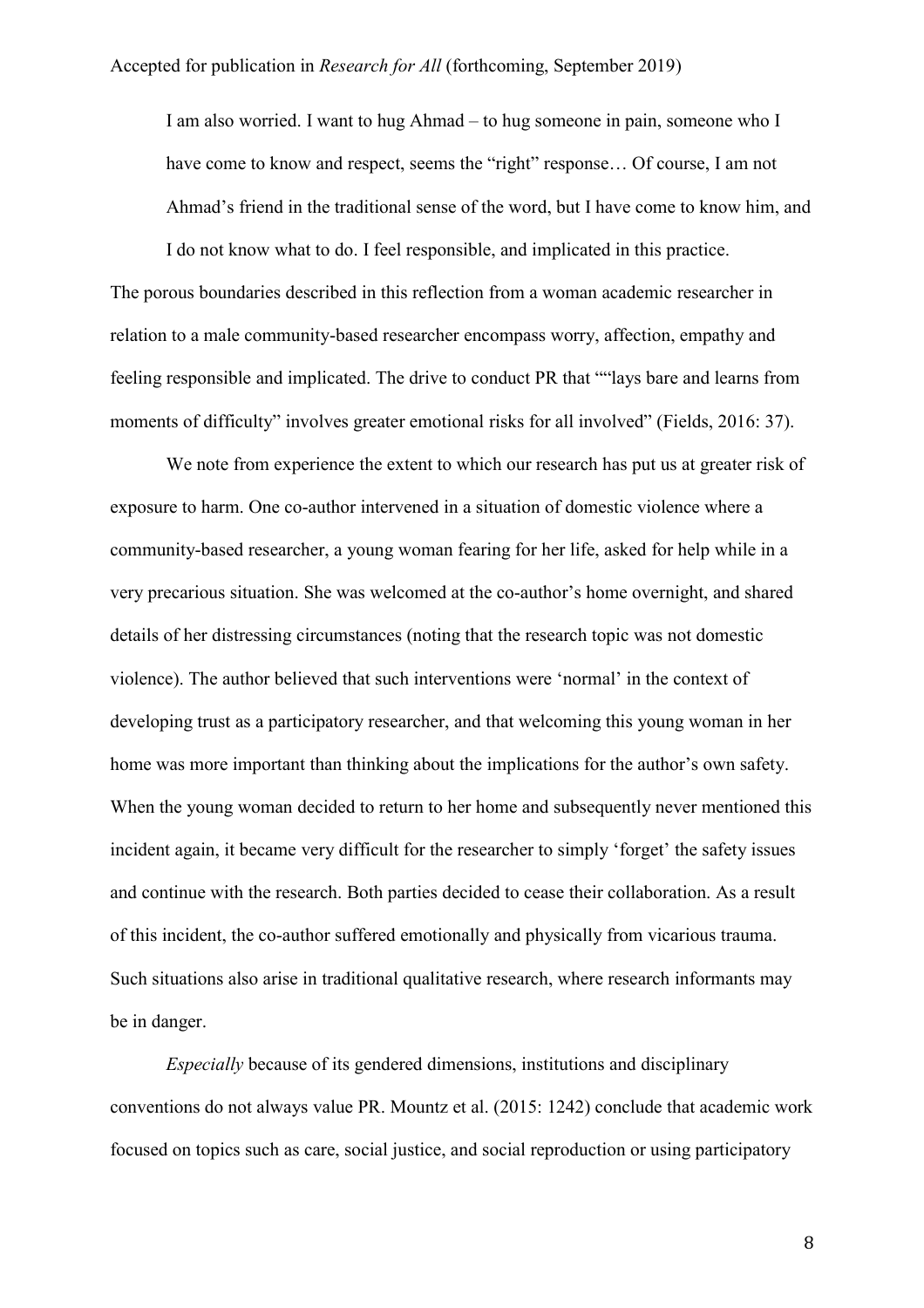> I am also worried. I want to hug Ahmad – to hug someone in pain, someone who I have come to know and respect, seems the "right" response… Of course, I am not Ahmad's friend in the traditional sense of the word, but I have come to know him, and I do not know what to do. I feel responsible, and implicated in this practice.

The porous boundaries described in this reflection from a woman academic researcher in relation to a male community-based researcher encompass worry, affection, empathy and feeling responsible and implicated. The drive to conduct PR that ""lays bare and learns from moments of difficulty" involves greater emotional risks for all involved" (Fields, 2016: 37).

We note from experience the extent to which our research has put us at greater risk of exposure to harm. One co-author intervened in a situation of domestic violence where a community-based researcher, a young woman fearing for her life, asked for help while in a very precarious situation. She was welcomed at the co-author's home overnight, and shared details of her distressing circumstances (noting that the research topic was not domestic violence). The author believed that such interventions were 'normal' in the context of developing trust as a participatory researcher, and that welcoming this young woman in her home was more important than thinking about the implications for the author's own safety. When the young woman decided to return to her home and subsequently never mentioned this incident again, it became very difficult for the researcher to simply 'forget' the safety issues and continue with the research. Both parties decided to cease their collaboration. As a result of this incident, the co-author suffered emotionally and physically from vicarious trauma. Such situations also arise in traditional qualitative research, where research informants may be in danger.

*Especially* because of its gendered dimensions, institutions and disciplinary conventions do not always value PR. Mountz et al. (2015: 1242) conclude that academic work focused on topics such as care, social justice, and social reproduction or using participatory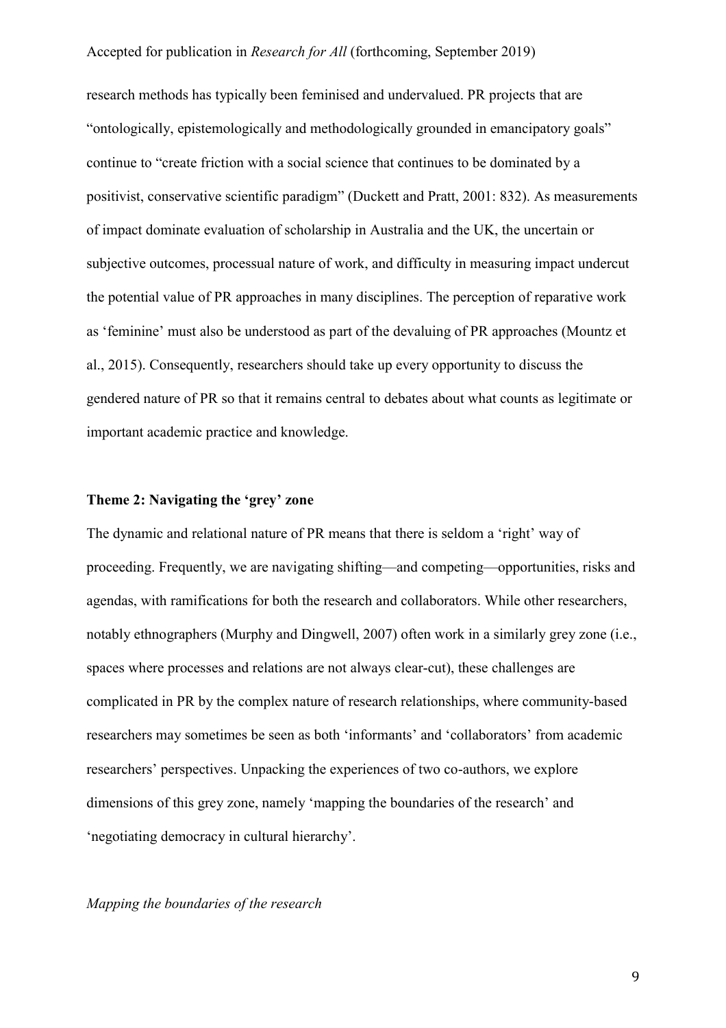research methods has typically been feminised and undervalued. PR projects that are "ontologically, epistemologically and methodologically grounded in emancipatory goals" continue to "create friction with a social science that continues to be dominated by a positivist, conservative scientific paradigm" (Duckett and Pratt, 2001: 832). As measurements of impact dominate evaluation of scholarship in Australia and the UK, the uncertain or subjective outcomes, processual nature of work, and difficulty in measuring impact undercut the potential value of PR approaches in many disciplines. The perception of reparative work as 'feminine' must also be understood as part of the devaluing of PR approaches (Mountz et al., 2015). Consequently, researchers should take up every opportunity to discuss the gendered nature of PR so that it remains central to debates about what counts as legitimate or important academic practice and knowledge.

**Theme 2: Navigating the 'grey' zone**

The dynamic and relational nature of PR means that there is seldom a 'right' way of proceeding. Frequently, we are navigating shifting—and competing—opportunities, risks and agendas, with ramifications for both the research and collaborators. While other researchers, notably ethnographers (Murphy and Dingwell, 2007) often work in a similarly grey zone (i.e., spaces where processes and relations are not always clear-cut), these challenges are complicated in PR by the complex nature of research relationships, where community-based researchers may sometimes be seen as both 'informants' and 'collaborators' from academic researchers' perspectives. Unpacking the experiences of two co-authors, we explore dimensions of this grey zone, namely 'mapping the boundaries of the research' and 'negotiating democracy in cultural hierarchy'.

*Mapping the boundaries of the research*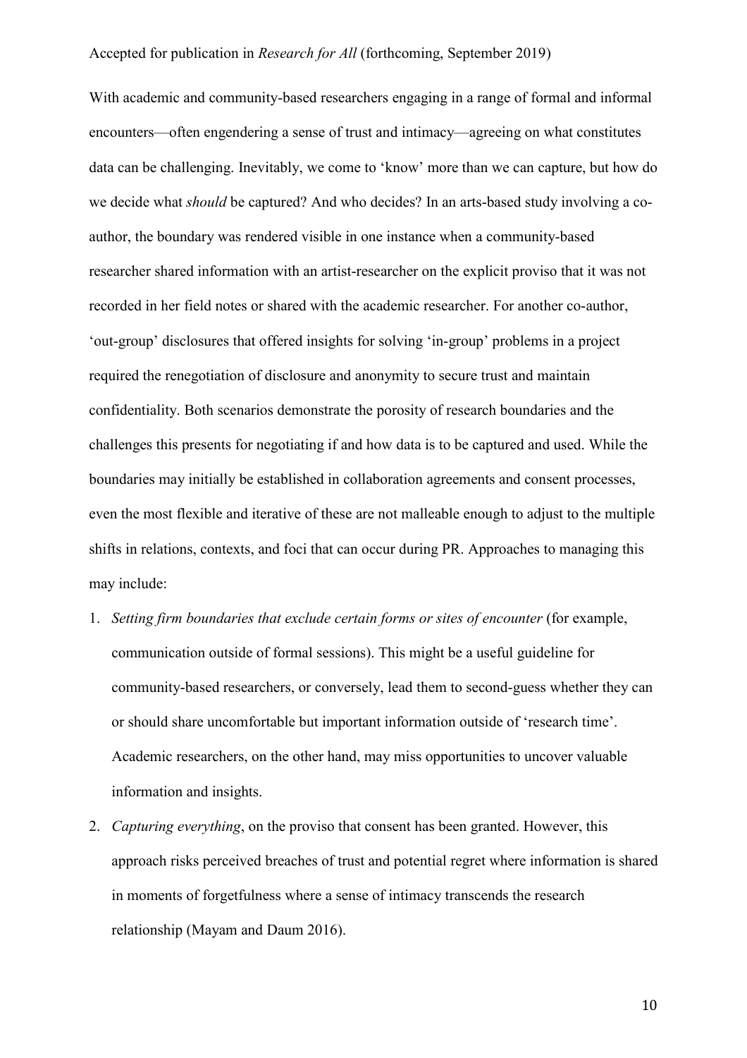With academic and community-based researchers engaging in a range of formal and informal encounters—often engendering a sense of trust and intimacy—agreeing on what constitutes data can be challenging. Inevitably, we come to 'know' more than we can capture, but how do we decide what *should* be captured? And who decides? In an arts-based study involving a co-author, the boundary was rendered visible in one instance when a community-based researcher shared information with an artist-researcher on the explicit proviso that it was not recorded in her field notes or shared with the academic researcher. For another co-author, 'out-group' disclosures that offered insights for solving 'in-group' problems in a project required the renegotiation of disclosure and anonymity to secure trust and maintain confidentiality. Both scenarios demonstrate the porosity of research boundaries and the challenges this presents for negotiating if and how data is to be captured and used. While the boundaries may initially be established in collaboration agreements and consent processes, even the most flexible and iterative of these are not malleable enough to adjust to the multiple shifts in relations, contexts, and foci that can occur during PR. Approaches to managing this may include:

1. *Setting firm boundaries that exclude certain forms or sites of encounter* (for example, communication outside of formal sessions). This might be a useful guideline for community-based researchers, or conversely, lead them to second-guess whether they can or should share uncomfortable but important information outside of 'research time'. Academic researchers, on the other hand, may miss opportunities to uncover valuable information and insights.
2. *Capturing everything*, on the proviso that consent has been granted. However, this approach risks perceived breaches of trust and potential regret where information is shared in moments of forgetfulness where a sense of intimacy transcends the research relationship (Mayam and Daum 2016).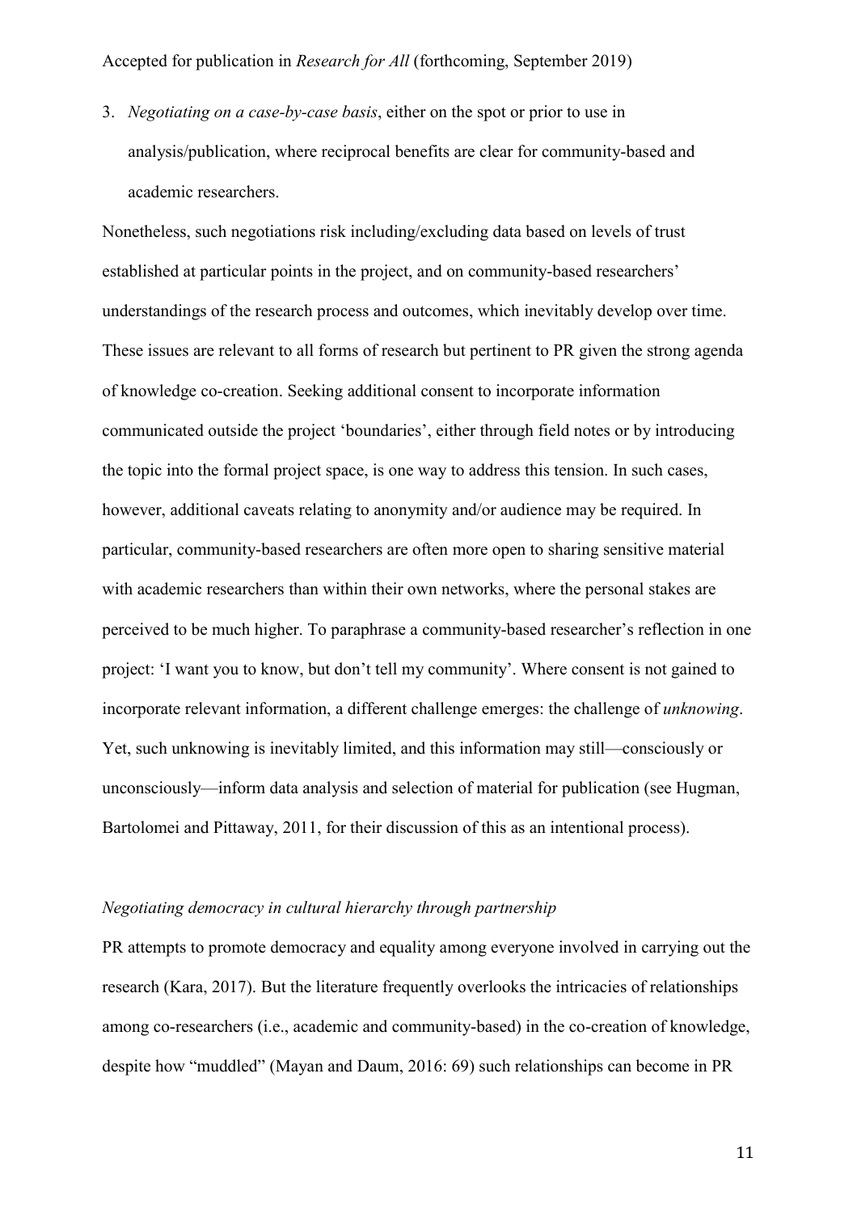3. *Negotiating on a case-by-case basis*, either on the spot or prior to use in analysis/publication, where reciprocal benefits are clear for community-based and academic researchers.

Nonetheless, such negotiations risk including/excluding data based on levels of trust established at particular points in the project, and on community-based researchers' understandings of the research process and outcomes, which inevitably develop over time. These issues are relevant to all forms of research but pertinent to PR given the strong agenda of knowledge co-creation. Seeking additional consent to incorporate information communicated outside the project 'boundaries', either through field notes or by introducing the topic into the formal project space, is one way to address this tension. In such cases, however, additional caveats relating to anonymity and/or audience may be required. In particular, community-based researchers are often more open to sharing sensitive material with academic researchers than within their own networks, where the personal stakes are perceived to be much higher. To paraphrase a community-based researcher's reflection in one project: 'I want you to know, but don't tell my community'. Where consent is not gained to incorporate relevant information, a different challenge emerges: the challenge of *unknowing*. Yet, such unknowing is inevitably limited, and this information may still—consciously or unconsciously—inform data analysis and selection of material for publication (see Hugman, Bartolomei and Pittaway, 2011, for their discussion of this as an intentional process).

*Negotiating democracy in cultural hierarchy through partnership*

PR attempts to promote democracy and equality among everyone involved in carrying out the research (Kara, 2017). But the literature frequently overlooks the intricacies of relationships among co-researchers (i.e., academic and community-based) in the co-creation of knowledge, despite how "muddled" (Mayan and Daum, 2016: 69) such relationships can become in PR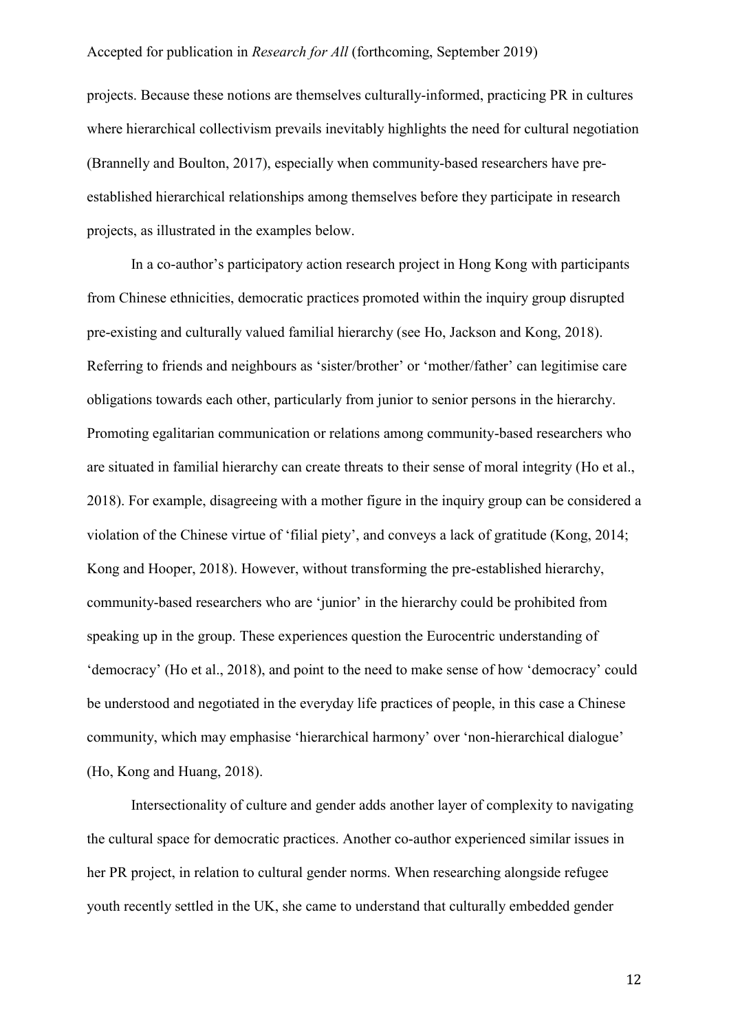projects. Because these notions are themselves culturally-informed, practicing PR in cultures where hierarchical collectivism prevails inevitably highlights the need for cultural negotiation (Brannelly and Boulton, 2017), especially when community-based researchers have pre-established hierarchical relationships among themselves before they participate in research projects, as illustrated in the examples below.

In a co-author's participatory action research project in Hong Kong with participants from Chinese ethnicities, democratic practices promoted within the inquiry group disrupted pre-existing and culturally valued familial hierarchy (see Ho, Jackson and Kong, 2018). Referring to friends and neighbours as 'sister/brother' or 'mother/father' can legitimise care obligations towards each other, particularly from junior to senior persons in the hierarchy. Promoting egalitarian communication or relations among community-based researchers who are situated in familial hierarchy can create threats to their sense of moral integrity (Ho et al., 2018). For example, disagreeing with a mother figure in the inquiry group can be considered a violation of the Chinese virtue of 'filial piety', and conveys a lack of gratitude (Kong, 2014; Kong and Hooper, 2018). However, without transforming the pre-established hierarchy, community-based researchers who are 'junior' in the hierarchy could be prohibited from speaking up in the group. These experiences question the Eurocentric understanding of 'democracy' (Ho et al., 2018), and point to the need to make sense of how 'democracy' could be understood and negotiated in the everyday life practices of people, in this case a Chinese community, which may emphasise 'hierarchical harmony' over 'non-hierarchical dialogue' (Ho, Kong and Huang, 2018).

Intersectionality of culture and gender adds another layer of complexity to navigating the cultural space for democratic practices. Another co-author experienced similar issues in her PR project, in relation to cultural gender norms. When researching alongside refugee youth recently settled in the UK, she came to understand that culturally embedded gender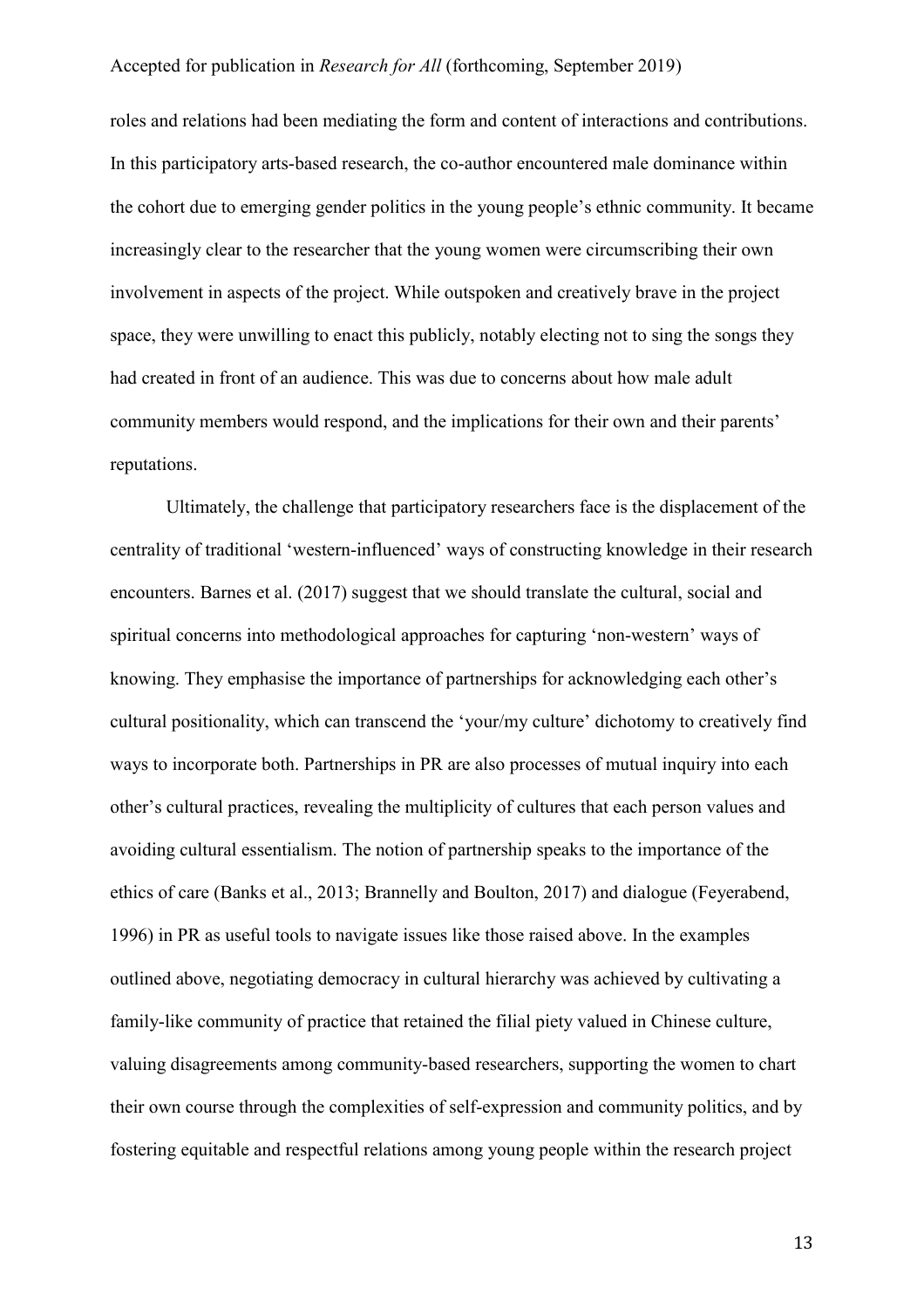roles and relations had been mediating the form and content of interactions and contributions. In this participatory arts-based research, the co-author encountered male dominance within the cohort due to emerging gender politics in the young people's ethnic community. It became increasingly clear to the researcher that the young women were circumscribing their own involvement in aspects of the project. While outspoken and creatively brave in the project space, they were unwilling to enact this publicly, notably electing not to sing the songs they had created in front of an audience. This was due to concerns about how male adult community members would respond, and the implications for their own and their parents' reputations.

Ultimately, the challenge that participatory researchers face is the displacement of the centrality of traditional 'western-influenced' ways of constructing knowledge in their research encounters. Barnes et al. (2017) suggest that we should translate the cultural, social and spiritual concerns into methodological approaches for capturing 'non-western' ways of knowing. They emphasise the importance of partnerships for acknowledging each other's cultural positionality, which can transcend the 'your/my culture' dichotomy to creatively find ways to incorporate both. Partnerships in PR are also processes of mutual inquiry into each other's cultural practices, revealing the multiplicity of cultures that each person values and avoiding cultural essentialism. The notion of partnership speaks to the importance of the ethics of care (Banks et al., 2013; Brannelly and Boulton, 2017) and dialogue (Feyerabend, 1996) in PR as useful tools to navigate issues like those raised above. In the examples outlined above, negotiating democracy in cultural hierarchy was achieved by cultivating a family-like community of practice that retained the filial piety valued in Chinese culture, valuing disagreements among community-based researchers, supporting the women to chart their own course through the complexities of self-expression and community politics, and by fostering equitable and respectful relations among young people within the research project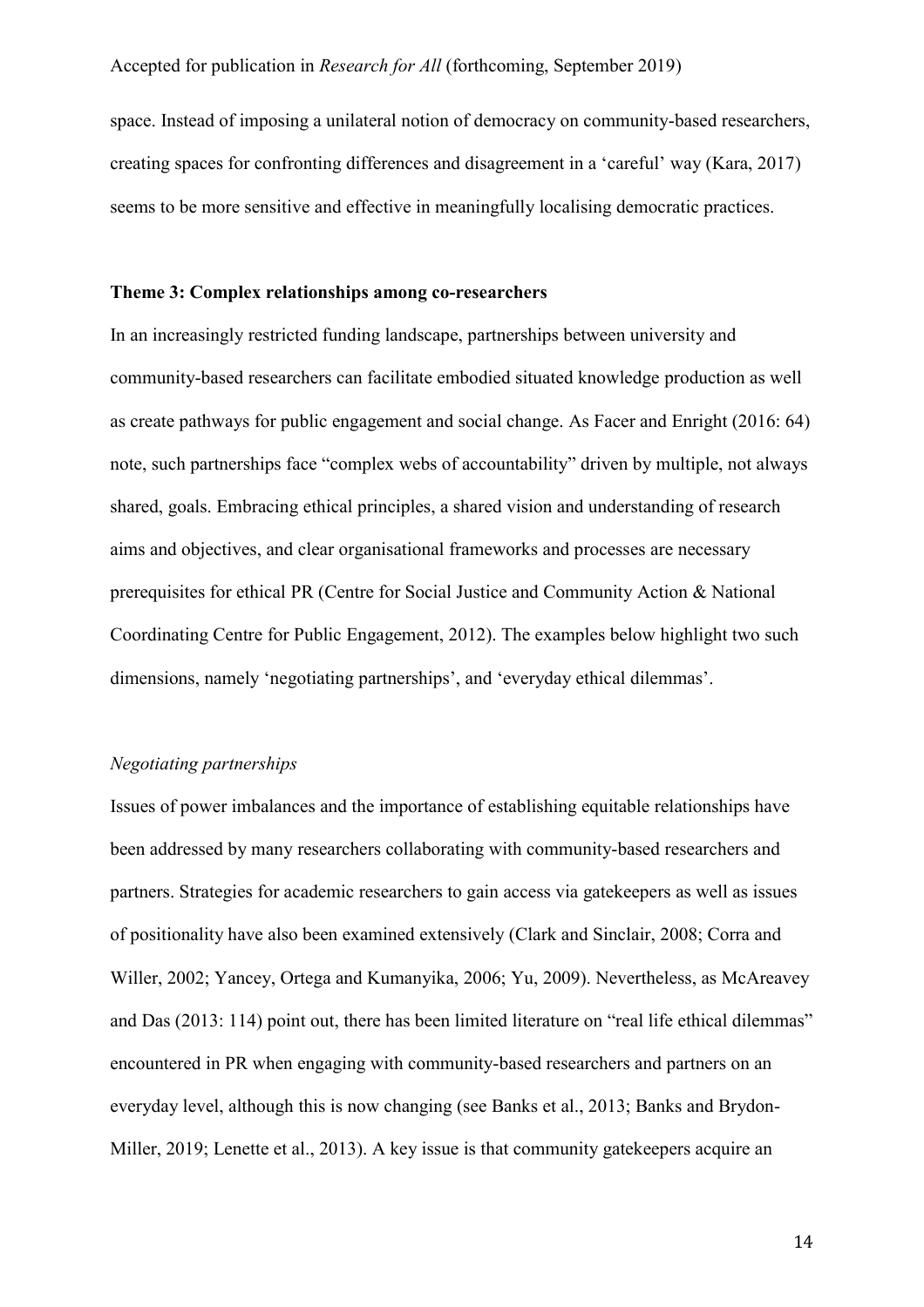space. Instead of imposing a unilateral notion of democracy on community-based researchers, creating spaces for confronting differences and disagreement in a 'careful' way (Kara, 2017) seems to be more sensitive and effective in meaningfully localising democratic practices.

**Theme 3: Complex relationships among co-researchers**

In an increasingly restricted funding landscape, partnerships between university and community-based researchers can facilitate embodied situated knowledge production as well as create pathways for public engagement and social change. As Facer and Enright (2016: 64) note, such partnerships face "complex webs of accountability" driven by multiple, not always shared, goals. Embracing ethical principles, a shared vision and understanding of research aims and objectives, and clear organisational frameworks and processes are necessary prerequisites for ethical PR (Centre for Social Justice and Community Action & National Coordinating Centre for Public Engagement, 2012). The examples below highlight two such dimensions, namely 'negotiating partnerships', and 'everyday ethical dilemmas'.

*Negotiating partnerships*

Issues of power imbalances and the importance of establishing equitable relationships have been addressed by many researchers collaborating with community-based researchers and partners. Strategies for academic researchers to gain access via gatekeepers as well as issues of positionality have also been examined extensively (Clark and Sinclair, 2008; Corra and Willer, 2002; Yancey, Ortega and Kumanyika, 2006; Yu, 2009). Nevertheless, as McAreavey and Das (2013: 114) point out, there has been limited literature on "real life ethical dilemmas" encountered in PR when engaging with community-based researchers and partners on an everyday level, although this is now changing (see Banks et al., 2013; Banks and Brydon-Miller, 2019; Lenette et al., 2013). A key issue is that community gatekeepers acquire an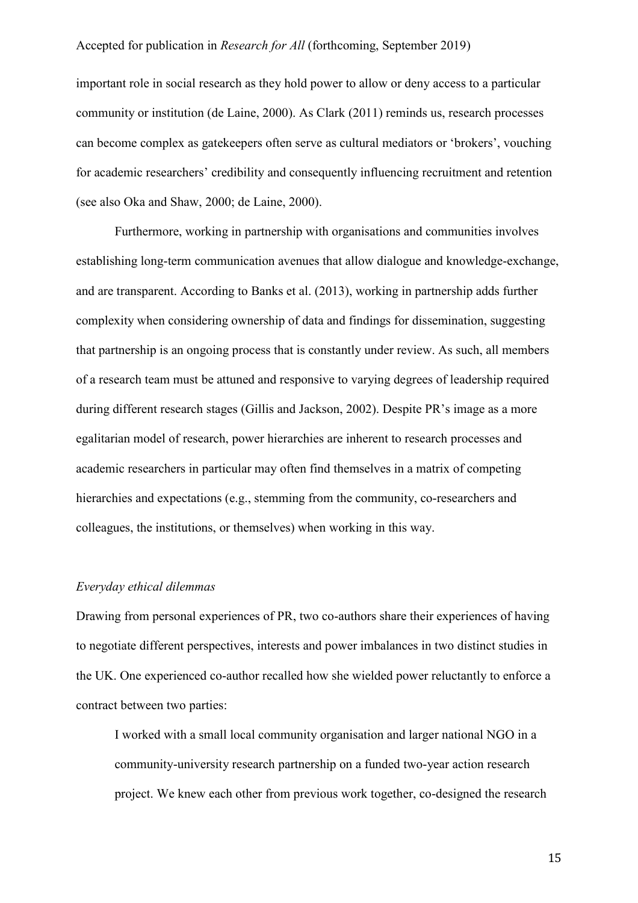important role in social research as they hold power to allow or deny access to a particular community or institution (de Laine, 2000). As Clark (2011) reminds us, research processes can become complex as gatekeepers often serve as cultural mediators or 'brokers', vouching for academic researchers' credibility and consequently influencing recruitment and retention (see also Oka and Shaw, 2000; de Laine, 2000).

Furthermore, working in partnership with organisations and communities involves establishing long-term communication avenues that allow dialogue and knowledge-exchange, and are transparent. According to Banks et al. (2013), working in partnership adds further complexity when considering ownership of data and findings for dissemination, suggesting that partnership is an ongoing process that is constantly under review. As such, all members of a research team must be attuned and responsive to varying degrees of leadership required during different research stages (Gillis and Jackson, 2002). Despite PR's image as a more egalitarian model of research, power hierarchies are inherent to research processes and academic researchers in particular may often find themselves in a matrix of competing hierarchies and expectations (e.g., stemming from the community, co-researchers and colleagues, the institutions, or themselves) when working in this way.

### *Everyday ethical dilemmas*

Drawing from personal experiences of PR, two co-authors share their experiences of having to negotiate different perspectives, interests and power imbalances in two distinct studies in the UK. One experienced co-author recalled how she wielded power reluctantly to enforce a contract between two parties:

> I worked with a small local community organisation and larger national NGO in a community-university research partnership on a funded two-year action research project. We knew each other from previous work together, co-designed the research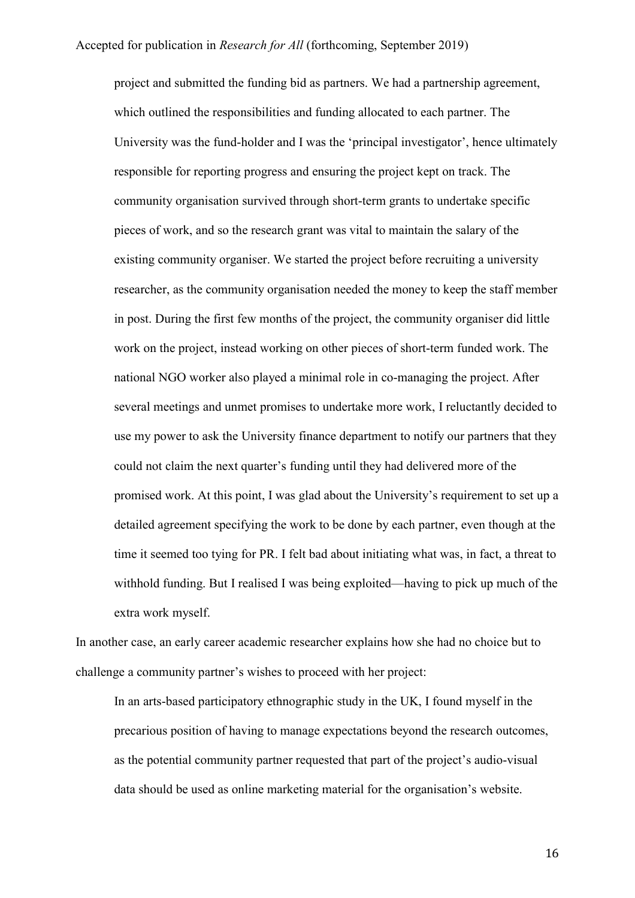> project and submitted the funding bid as partners. We had a partnership agreement, which outlined the responsibilities and funding allocated to each partner. The University was the fund-holder and I was the 'principal investigator', hence ultimately responsible for reporting progress and ensuring the project kept on track. The community organisation survived through short-term grants to undertake specific pieces of work, and so the research grant was vital to maintain the salary of the existing community organiser. We started the project before recruiting a university researcher, as the community organisation needed the money to keep the staff member in post. During the first few months of the project, the community organiser did little work on the project, instead working on other pieces of short-term funded work. The national NGO worker also played a minimal role in co-managing the project. After several meetings and unmet promises to undertake more work, I reluctantly decided to use my power to ask the University finance department to notify our partners that they could not claim the next quarter's funding until they had delivered more of the promised work. At this point, I was glad about the University's requirement to set up a detailed agreement specifying the work to be done by each partner, even though at the time it seemed too tying for PR. I felt bad about initiating what was, in fact, a threat to withhold funding. But I realised I was being exploited—having to pick up much of the extra work myself.

In another case, an early career academic researcher explains how she had no choice but to challenge a community partner's wishes to proceed with her project:

> In an arts-based participatory ethnographic study in the UK, I found myself in the precarious position of having to manage expectations beyond the research outcomes, as the potential community partner requested that part of the project's audio-visual data should be used as online marketing material for the organisation's website.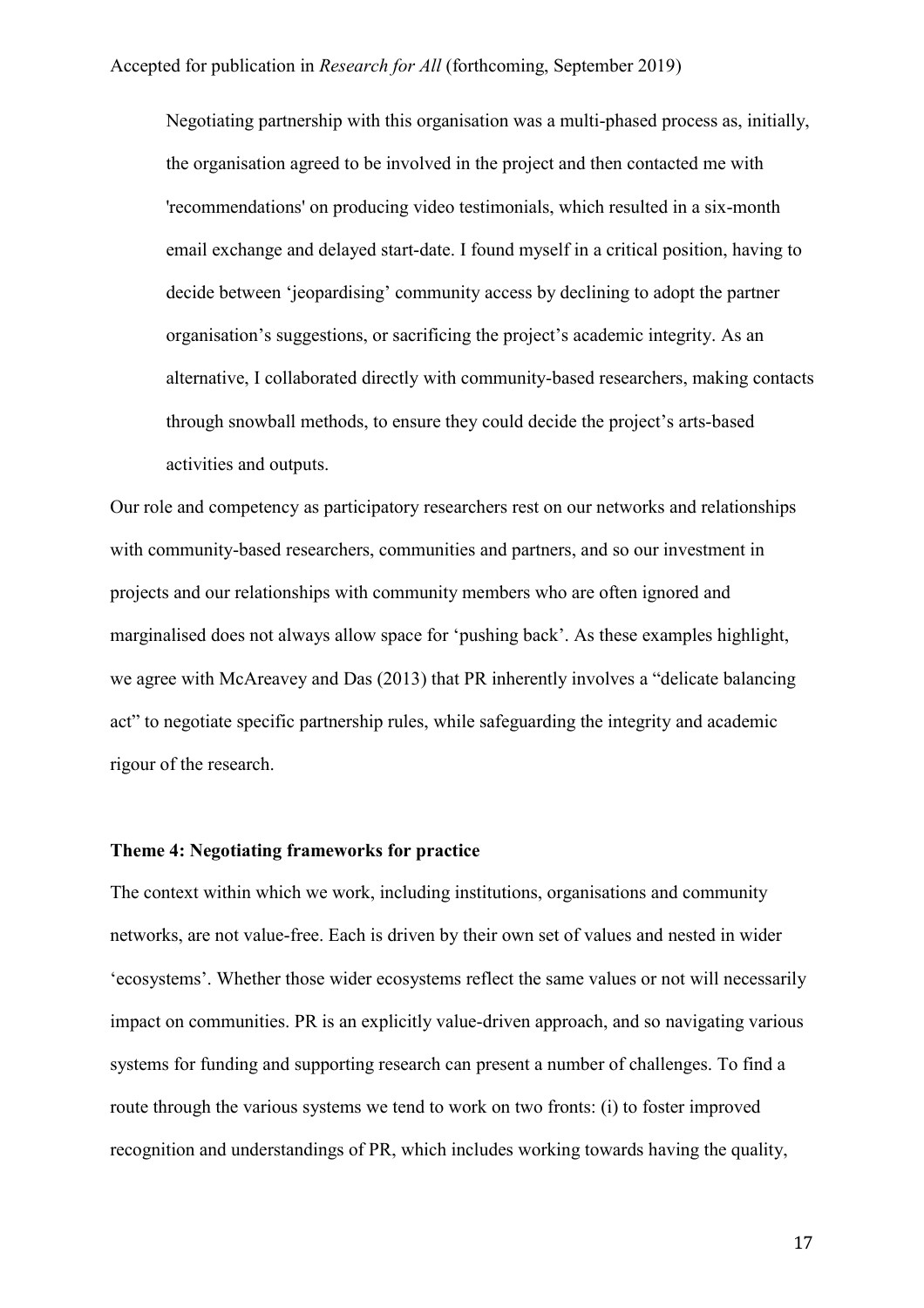> Negotiating partnership with this organisation was a multi-phased process as, initially, the organisation agreed to be involved in the project and then contacted me with 'recommendations' on producing video testimonials, which resulted in a six-month email exchange and delayed start-date. I found myself in a critical position, having to decide between 'jeopardising' community access by declining to adopt the partner organisation's suggestions, or sacrificing the project's academic integrity. As an alternative, I collaborated directly with community-based researchers, making contacts through snowball methods, to ensure they could decide the project's arts-based activities and outputs.

Our role and competency as participatory researchers rest on our networks and relationships with community-based researchers, communities and partners, and so our investment in projects and our relationships with community members who are often ignored and marginalised does not always allow space for 'pushing back'. As these examples highlight, we agree with McAreavey and Das (2013) that PR inherently involves a "delicate balancing act" to negotiate specific partnership rules, while safeguarding the integrity and academic rigour of the research.

**Theme 4: Negotiating frameworks for practice**

The context within which we work, including institutions, organisations and community networks, are not value-free. Each is driven by their own set of values and nested in wider 'ecosystems'. Whether those wider ecosystems reflect the same values or not will necessarily impact on communities. PR is an explicitly value-driven approach, and so navigating various systems for funding and supporting research can present a number of challenges. To find a route through the various systems we tend to work on two fronts: (i) to foster improved recognition and understandings of PR, which includes working towards having the quality,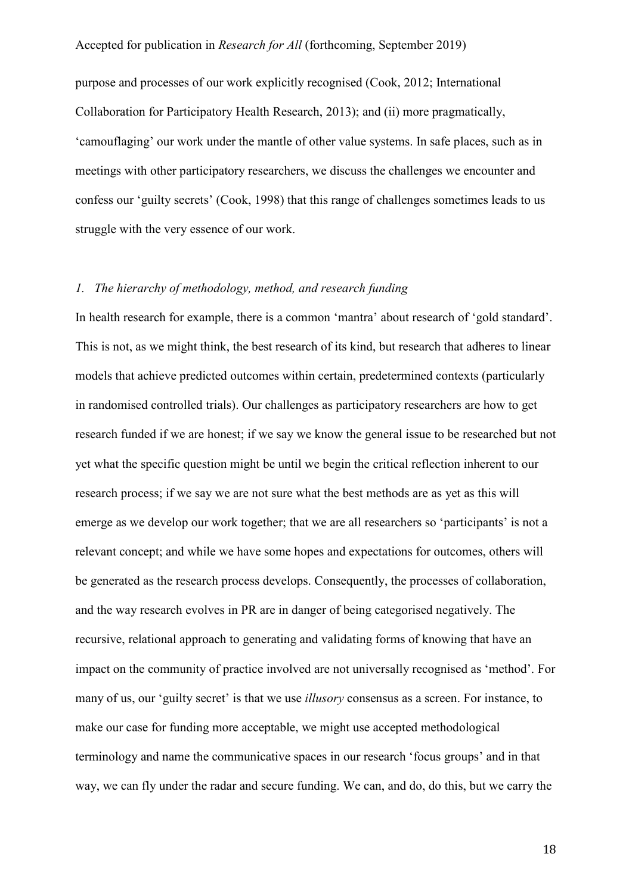purpose and processes of our work explicitly recognised (Cook, 2012; International Collaboration for Participatory Health Research, 2013); and (ii) more pragmatically, 'camouflaging' our work under the mantle of other value systems. In safe places, such as in meetings with other participatory researchers, we discuss the challenges we encounter and confess our 'guilty secrets' (Cook, 1998) that this range of challenges sometimes leads to us struggle with the very essence of our work.

### *1. The hierarchy of methodology, method, and research funding*

In health research for example, there is a common 'mantra' about research of 'gold standard'. This is not, as we might think, the best research of its kind, but research that adheres to linear models that achieve predicted outcomes within certain, predetermined contexts (particularly in randomised controlled trials). Our challenges as participatory researchers are how to get research funded if we are honest; if we say we know the general issue to be researched but not yet what the specific question might be until we begin the critical reflection inherent to our research process; if we say we are not sure what the best methods are as yet as this will emerge as we develop our work together; that we are all researchers so 'participants' is not a relevant concept; and while we have some hopes and expectations for outcomes, others will be generated as the research process develops. Consequently, the processes of collaboration, and the way research evolves in PR are in danger of being categorised negatively. The recursive, relational approach to generating and validating forms of knowing that have an impact on the community of practice involved are not universally recognised as 'method'. For many of us, our 'guilty secret' is that we use *illusory* consensus as a screen. For instance, to make our case for funding more acceptable, we might use accepted methodological terminology and name the communicative spaces in our research 'focus groups' and in that way, we can fly under the radar and secure funding. We can, and do, do this, but we carry the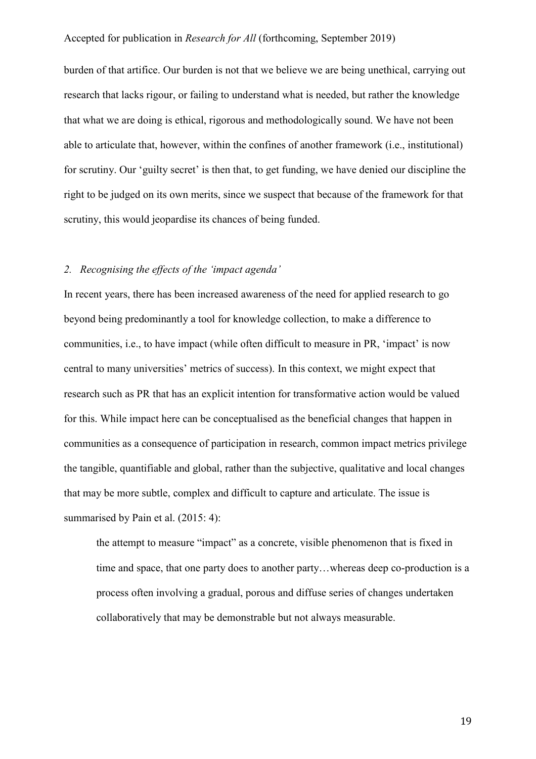burden of that artifice. Our burden is not that we believe we are being unethical, carrying out research that lacks rigour, or failing to understand what is needed, but rather the knowledge that what we are doing is ethical, rigorous and methodologically sound. We have not been able to articulate that, however, within the confines of another framework (i.e., institutional) for scrutiny. Our 'guilty secret' is then that, to get funding, we have denied our discipline the right to be judged on its own merits, since we suspect that because of the framework for that scrutiny, this would jeopardise its chances of being funded.

### *2. Recognising the effects of the 'impact agenda'*

In recent years, there has been increased awareness of the need for applied research to go beyond being predominantly a tool for knowledge collection, to make a difference to communities, i.e., to have impact (while often difficult to measure in PR, 'impact' is now central to many universities' metrics of success). In this context, we might expect that research such as PR that has an explicit intention for transformative action would be valued for this. While impact here can be conceptualised as the beneficial changes that happen in communities as a consequence of participation in research, common impact metrics privilege the tangible, quantifiable and global, rather than the subjective, qualitative and local changes that may be more subtle, complex and difficult to capture and articulate. The issue is summarised by Pain et al. (2015: 4):

> the attempt to measure "impact" as a concrete, visible phenomenon that is fixed in time and space, that one party does to another party…whereas deep co-production is a process often involving a gradual, porous and diffuse series of changes undertaken collaboratively that may be demonstrable but not always measurable.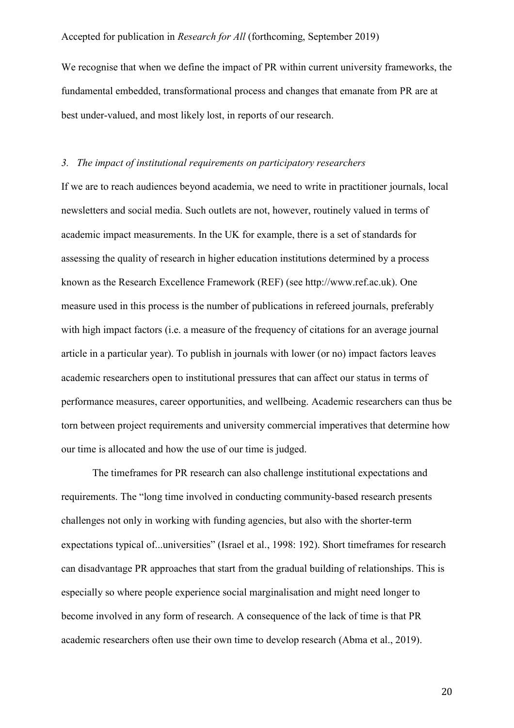We recognise that when we define the impact of PR within current university frameworks, the fundamental embedded, transformational process and changes that emanate from PR are at best under-valued, and most likely lost, in reports of our research.

### *3. The impact of institutional requirements on participatory researchers*

If we are to reach audiences beyond academia, we need to write in practitioner journals, local newsletters and social media. Such outlets are not, however, routinely valued in terms of academic impact measurements. In the UK for example, there is a set of standards for assessing the quality of research in higher education institutions determined by a process known as the Research Excellence Framework (REF) (see http://www.ref.ac.uk). One measure used in this process is the number of publications in refereed journals, preferably with high impact factors (i.e. a measure of the frequency of citations for an average journal article in a particular year). To publish in journals with lower (or no) impact factors leaves academic researchers open to institutional pressures that can affect our status in terms of performance measures, career opportunities, and wellbeing. Academic researchers can thus be torn between project requirements and university commercial imperatives that determine how our time is allocated and how the use of our time is judged.

The timeframes for PR research can also challenge institutional expectations and requirements. The "long time involved in conducting community-based research presents challenges not only in working with funding agencies, but also with the shorter-term expectations typical of...universities" (Israel et al., 1998: 192). Short timeframes for research can disadvantage PR approaches that start from the gradual building of relationships. This is especially so where people experience social marginalisation and might need longer to become involved in any form of research. A consequence of the lack of time is that PR academic researchers often use their own time to develop research (Abma et al., 2019).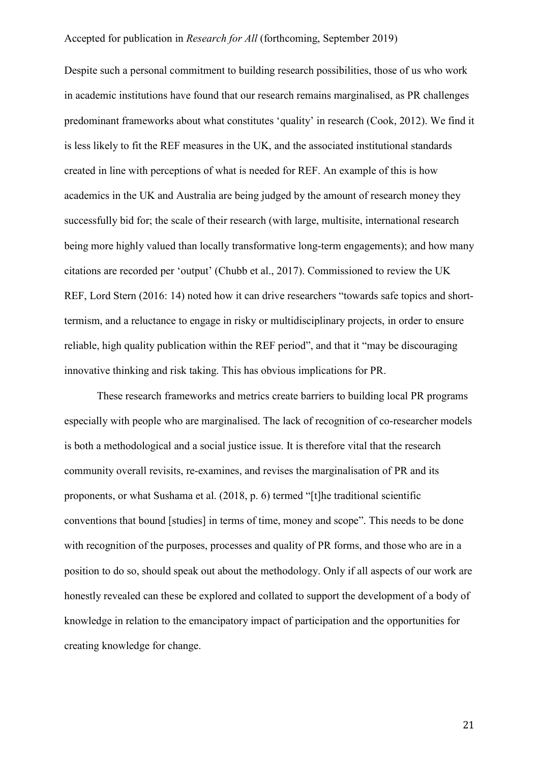Despite such a personal commitment to building research possibilities, those of us who work in academic institutions have found that our research remains marginalised, as PR challenges predominant frameworks about what constitutes 'quality' in research (Cook, 2012). We find it is less likely to fit the REF measures in the UK, and the associated institutional standards created in line with perceptions of what is needed for REF. An example of this is how academics in the UK and Australia are being judged by the amount of research money they successfully bid for; the scale of their research (with large, multisite, international research being more highly valued than locally transformative long-term engagements); and how many citations are recorded per 'output' (Chubb et al., 2017). Commissioned to review the UK REF, Lord Stern (2016: 14) noted how it can drive researchers "towards safe topics and short-termism, and a reluctance to engage in risky or multidisciplinary projects, in order to ensure reliable, high quality publication within the REF period", and that it "may be discouraging innovative thinking and risk taking. This has obvious implications for PR.

These research frameworks and metrics create barriers to building local PR programs especially with people who are marginalised. The lack of recognition of co-researcher models is both a methodological and a social justice issue. It is therefore vital that the research community overall revisits, re-examines, and revises the marginalisation of PR and its proponents, or what Sushama et al. (2018, p. 6) termed "[t]he traditional scientific conventions that bound [studies] in terms of time, money and scope". This needs to be done with recognition of the purposes, processes and quality of PR forms, and those who are in a position to do so, should speak out about the methodology. Only if all aspects of our work are honestly revealed can these be explored and collated to support the development of a body of knowledge in relation to the emancipatory impact of participation and the opportunities for creating knowledge for change.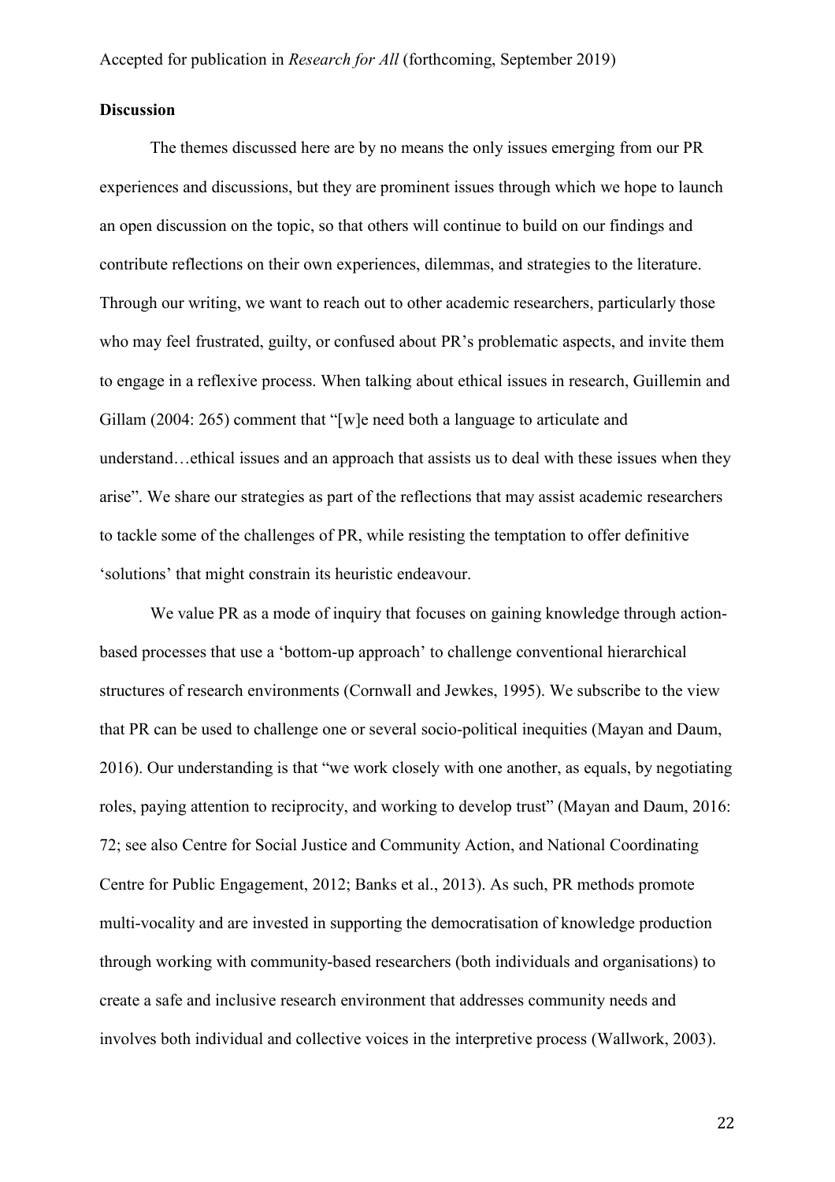## Discussion

The themes discussed here are by no means the only issues emerging from our PR experiences and discussions, but they are prominent issues through which we hope to launch an open discussion on the topic, so that others will continue to build on our findings and contribute reflections on their own experiences, dilemmas, and strategies to the literature. Through our writing, we want to reach out to other academic researchers, particularly those who may feel frustrated, guilty, or confused about PR's problematic aspects, and invite them to engage in a reflexive process. When talking about ethical issues in research, Guillemin and Gillam (2004: 265) comment that "[w]e need both a language to articulate and understand…ethical issues and an approach that assists us to deal with these issues when they arise". We share our strategies as part of the reflections that may assist academic researchers to tackle some of the challenges of PR, while resisting the temptation to offer definitive 'solutions' that might constrain its heuristic endeavour.

We value PR as a mode of inquiry that focuses on gaining knowledge through action-based processes that use a 'bottom-up approach' to challenge conventional hierarchical structures of research environments (Cornwall and Jewkes, 1995). We subscribe to the view that PR can be used to challenge one or several socio-political inequities (Mayan and Daum, 2016). Our understanding is that "we work closely with one another, as equals, by negotiating roles, paying attention to reciprocity, and working to develop trust" (Mayan and Daum, 2016: 72; see also Centre for Social Justice and Community Action, and National Coordinating Centre for Public Engagement, 2012; Banks et al., 2013). As such, PR methods promote multi-vocality and are invested in supporting the democratisation of knowledge production through working with community-based researchers (both individuals and organisations) to create a safe and inclusive research environment that addresses community needs and involves both individual and collective voices in the interpretive process (Wallwork, 2003).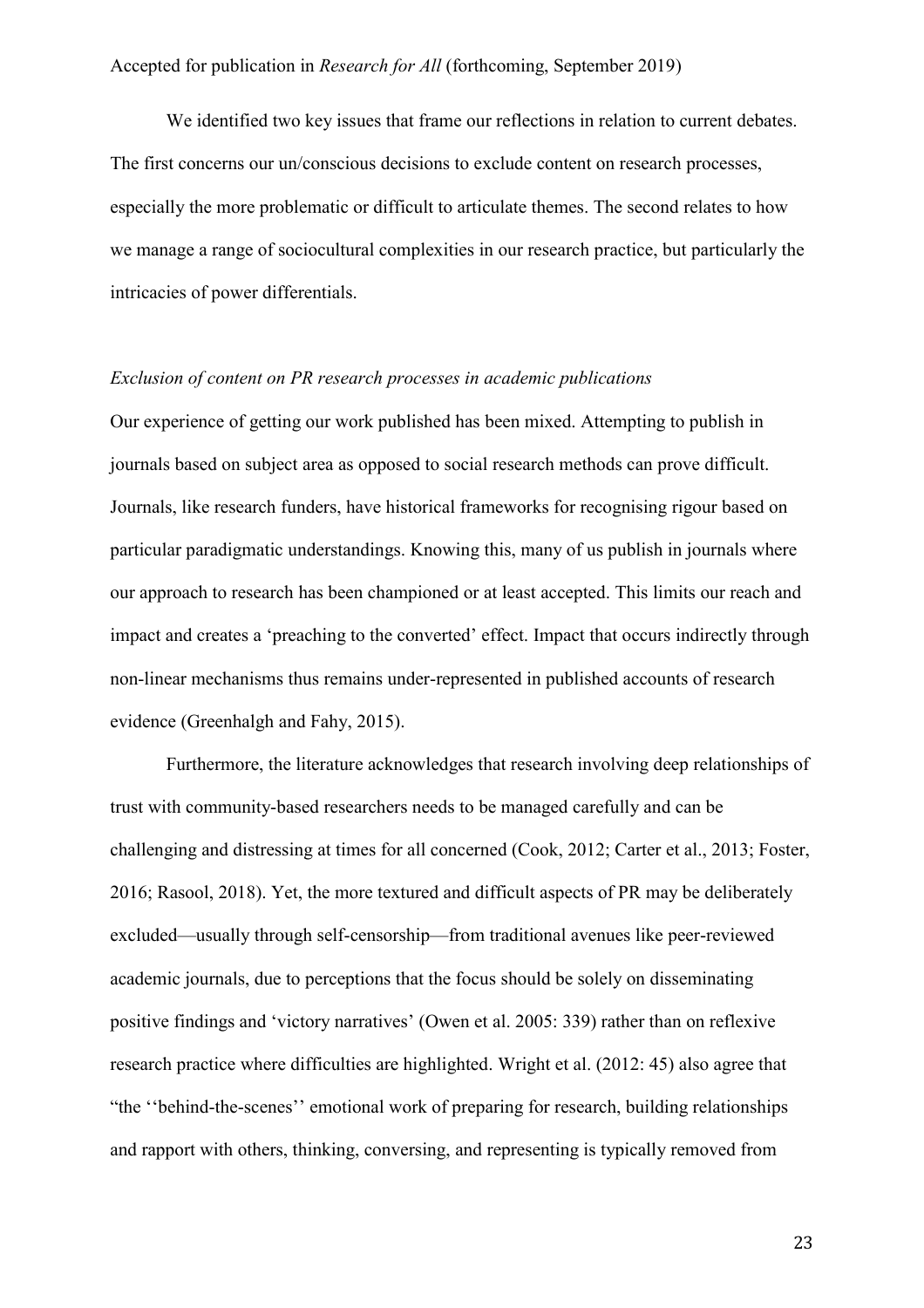We identified two key issues that frame our reflections in relation to current debates. The first concerns our un/conscious decisions to exclude content on research processes, especially the more problematic or difficult to articulate themes. The second relates to how we manage a range of sociocultural complexities in our research practice, but particularly the intricacies of power differentials.

*Exclusion of content on PR research processes in academic publications*

Our experience of getting our work published has been mixed. Attempting to publish in journals based on subject area as opposed to social research methods can prove difficult. Journals, like research funders, have historical frameworks for recognising rigour based on particular paradigmatic understandings. Knowing this, many of us publish in journals where our approach to research has been championed or at least accepted. This limits our reach and impact and creates a 'preaching to the converted' effect. Impact that occurs indirectly through non-linear mechanisms thus remains under-represented in published accounts of research evidence (Greenhalgh and Fahy, 2015).

Furthermore, the literature acknowledges that research involving deep relationships of trust with community-based researchers needs to be managed carefully and can be challenging and distressing at times for all concerned (Cook, 2012; Carter et al., 2013; Foster, 2016; Rasool, 2018). Yet, the more textured and difficult aspects of PR may be deliberately excluded—usually through self-censorship—from traditional avenues like peer-reviewed academic journals, due to perceptions that the focus should be solely on disseminating positive findings and 'victory narratives' (Owen et al. 2005: 339) rather than on reflexive research practice where difficulties are highlighted. Wright et al. (2012: 45) also agree that "the ''behind-the-scenes'' emotional work of preparing for research, building relationships and rapport with others, thinking, conversing, and representing is typically removed from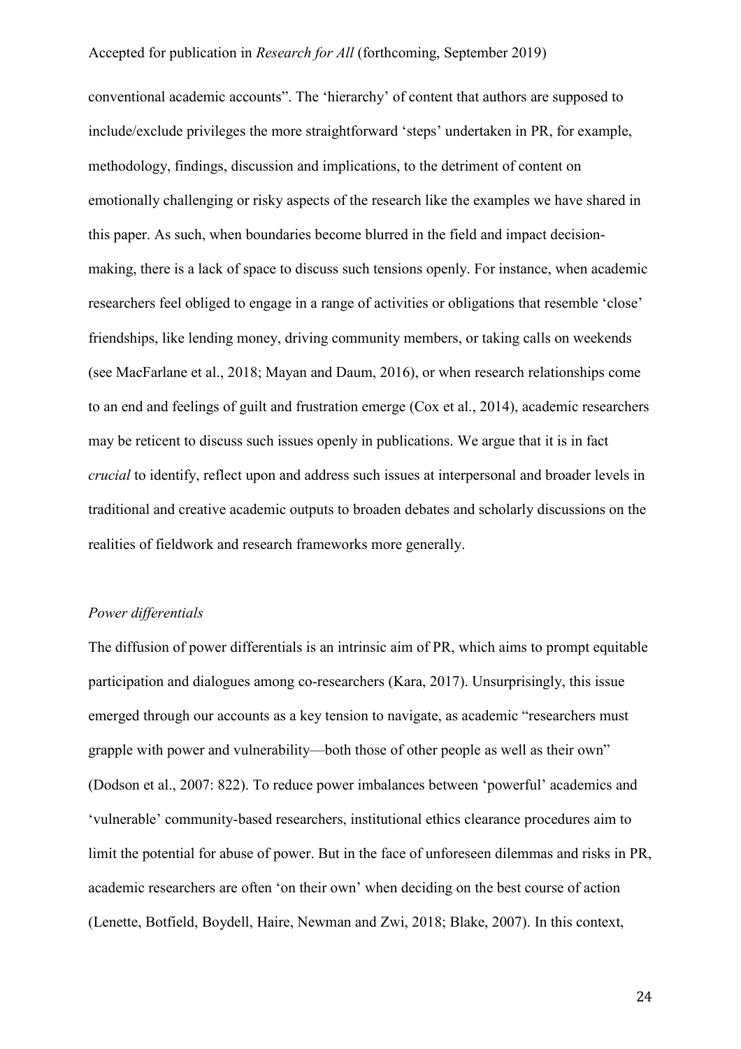conventional academic accounts". The 'hierarchy' of content that authors are supposed to include/exclude privileges the more straightforward 'steps' undertaken in PR, for example, methodology, findings, discussion and implications, to the detriment of content on emotionally challenging or risky aspects of the research like the examples we have shared in this paper. As such, when boundaries become blurred in the field and impact decision-making, there is a lack of space to discuss such tensions openly. For instance, when academic researchers feel obliged to engage in a range of activities or obligations that resemble 'close' friendships, like lending money, driving community members, or taking calls on weekends (see MacFarlane et al., 2018; Mayan and Daum, 2016), or when research relationships come to an end and feelings of guilt and frustration emerge (Cox et al., 2014), academic researchers may be reticent to discuss such issues openly in publications. We argue that it is in fact *crucial* to identify, reflect upon and address such issues at interpersonal and broader levels in traditional and creative academic outputs to broaden debates and scholarly discussions on the realities of fieldwork and research frameworks more generally.

*Power differentials*

The diffusion of power differentials is an intrinsic aim of PR, which aims to prompt equitable participation and dialogues among co-researchers (Kara, 2017). Unsurprisingly, this issue emerged through our accounts as a key tension to navigate, as academic "researchers must grapple with power and vulnerability—both those of other people as well as their own" (Dodson et al., 2007: 822). To reduce power imbalances between 'powerful' academics and 'vulnerable' community-based researchers, institutional ethics clearance procedures aim to limit the potential for abuse of power. But in the face of unforeseen dilemmas and risks in PR, academic researchers are often 'on their own' when deciding on the best course of action (Lenette, Botfield, Boydell, Haire, Newman and Zwi, 2018; Blake, 2007). In this context,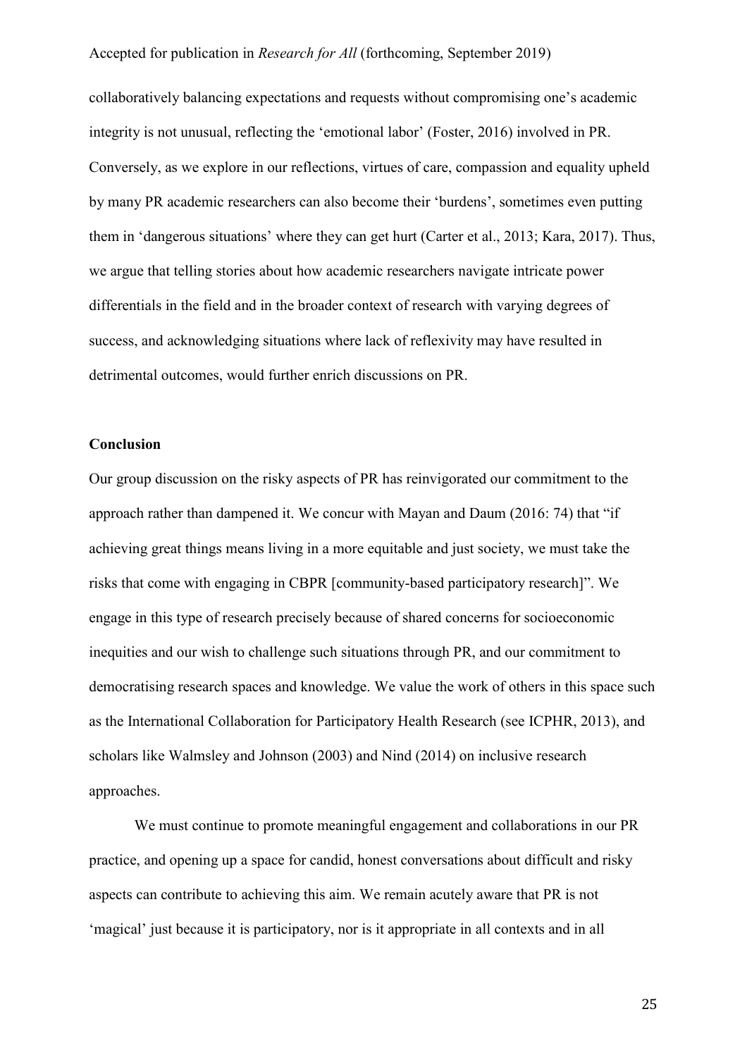collaboratively balancing expectations and requests without compromising one's academic integrity is not unusual, reflecting the 'emotional labor' (Foster, 2016) involved in PR. Conversely, as we explore in our reflections, virtues of care, compassion and equality upheld by many PR academic researchers can also become their 'burdens', sometimes even putting them in 'dangerous situations' where they can get hurt (Carter et al., 2013; Kara, 2017). Thus, we argue that telling stories about how academic researchers navigate intricate power differentials in the field and in the broader context of research with varying degrees of success, and acknowledging situations where lack of reflexivity may have resulted in detrimental outcomes, would further enrich discussions on PR.

**Conclusion**

Our group discussion on the risky aspects of PR has reinvigorated our commitment to the approach rather than dampened it. We concur with Mayan and Daum (2016: 74) that "if achieving great things means living in a more equitable and just society, we must take the risks that come with engaging in CBPR [community-based participatory research]". We engage in this type of research precisely because of shared concerns for socioeconomic inequities and our wish to challenge such situations through PR, and our commitment to democratising research spaces and knowledge. We value the work of others in this space such as the International Collaboration for Participatory Health Research (see ICPHR, 2013), and scholars like Walmsley and Johnson (2003) and Nind (2014) on inclusive research approaches.

We must continue to promote meaningful engagement and collaborations in our PR practice, and opening up a space for candid, honest conversations about difficult and risky aspects can contribute to achieving this aim. We remain acutely aware that PR is not 'magical' just because it is participatory, nor is it appropriate in all contexts and in all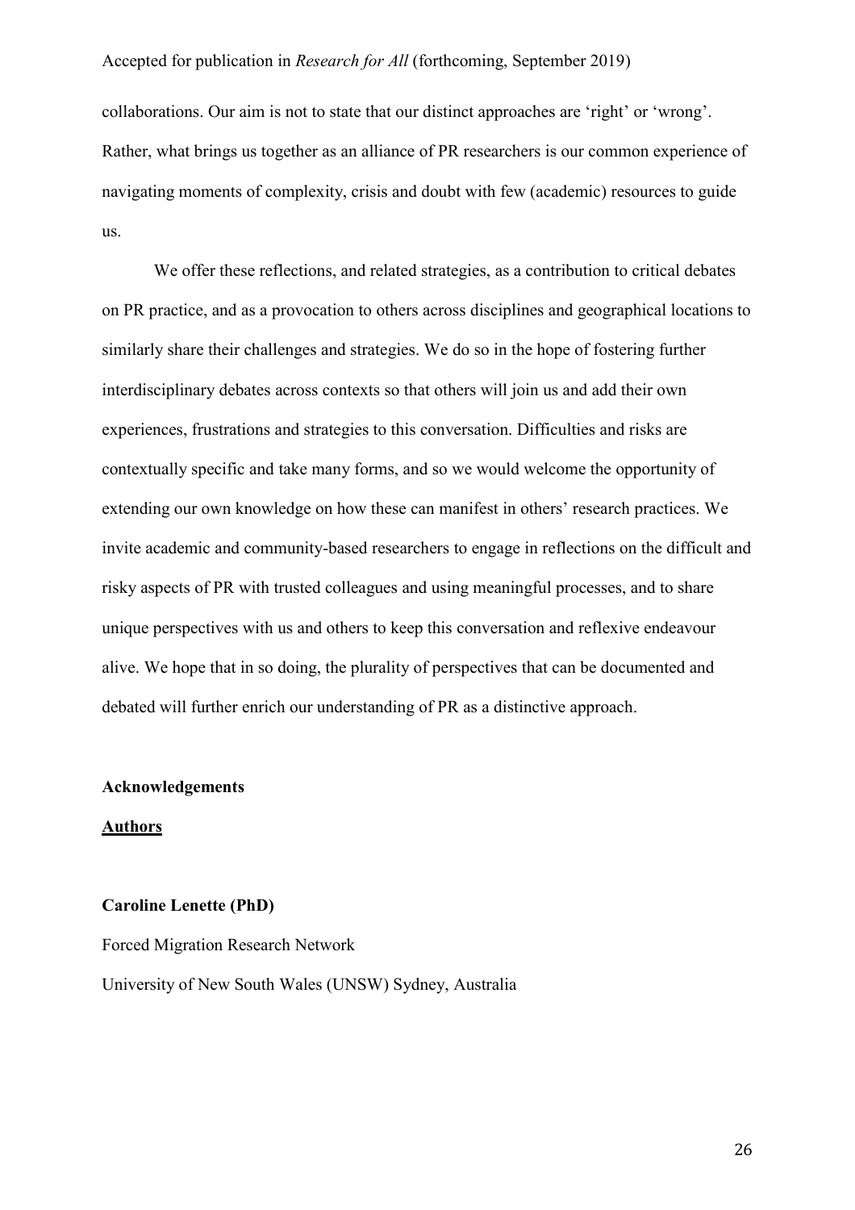collaborations. Our aim is not to state that our distinct approaches are 'right' or 'wrong'. Rather, what brings us together as an alliance of PR researchers is our common experience of navigating moments of complexity, crisis and doubt with few (academic) resources to guide us.

We offer these reflections, and related strategies, as a contribution to critical debates on PR practice, and as a provocation to others across disciplines and geographical locations to similarly share their challenges and strategies. We do so in the hope of fostering further interdisciplinary debates across contexts so that others will join us and add their own experiences, frustrations and strategies to this conversation. Difficulties and risks are contextually specific and take many forms, and so we would welcome the opportunity of extending our own knowledge on how these can manifest in others' research practices. We invite academic and community-based researchers to engage in reflections on the difficult and risky aspects of PR with trusted colleagues and using meaningful processes, and to share unique perspectives with us and others to keep this conversation and reflexive endeavour alive. We hope that in so doing, the plurality of perspectives that can be documented and debated will further enrich our understanding of PR as a distinctive approach.

**Acknowledgements**

**Authors**

**Caroline Lenette (PhD)**

Forced Migration Research Network

University of New South Wales (UNSW) Sydney, Australia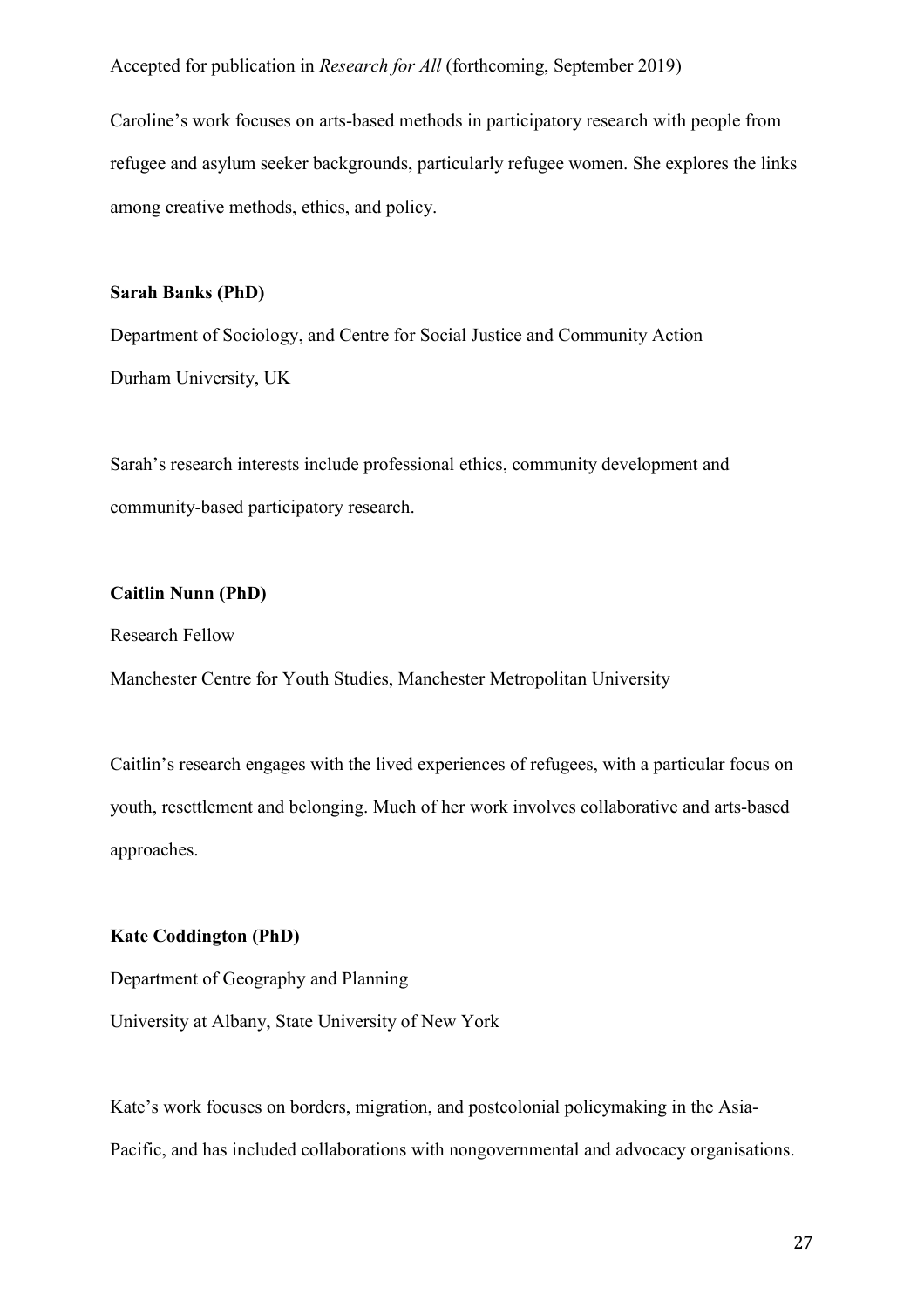Caroline's work focuses on arts-based methods in participatory research with people from refugee and asylum seeker backgrounds, particularly refugee women. She explores the links among creative methods, ethics, and policy.

**Sarah Banks (PhD)**

Department of Sociology, and Centre for Social Justice and Community Action

Durham University, UK

Sarah's research interests include professional ethics, community development and community-based participatory research.

**Caitlin Nunn (PhD)**

Research Fellow

Manchester Centre for Youth Studies, Manchester Metropolitan University

Caitlin's research engages with the lived experiences of refugees, with a particular focus on youth, resettlement and belonging. Much of her work involves collaborative and arts-based approaches.

**Kate Coddington (PhD)**

Department of Geography and Planning

University at Albany, State University of New York

Kate's work focuses on borders, migration, and postcolonial policymaking in the Asia-Pacific, and has included collaborations with nongovernmental and advocacy organisations.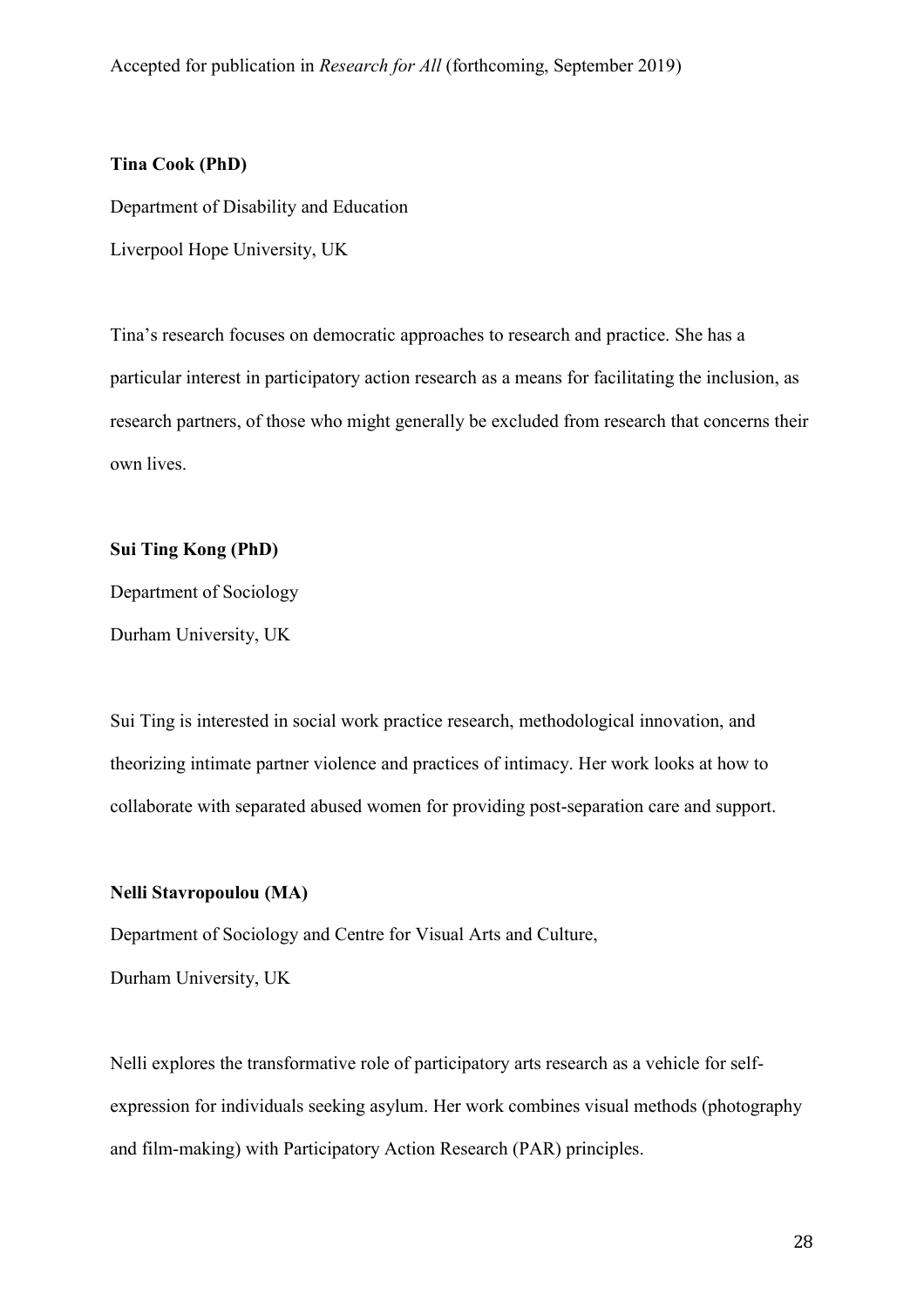**Tina Cook (PhD)**

Department of Disability and Education

Liverpool Hope University, UK

Tina's research focuses on democratic approaches to research and practice. She has a particular interest in participatory action research as a means for facilitating the inclusion, as research partners, of those who might generally be excluded from research that concerns their own lives.

**Sui Ting Kong (PhD)**

Department of Sociology

Durham University, UK

Sui Ting is interested in social work practice research, methodological innovation, and theorizing intimate partner violence and practices of intimacy. Her work looks at how to collaborate with separated abused women for providing post-separation care and support.

**Nelli Stavropoulou (MA)**

Department of Sociology and Centre for Visual Arts and Culture,

Durham University, UK

Nelli explores the transformative role of participatory arts research as a vehicle for self-expression for individuals seeking asylum. Her work combines visual methods (photography and film-making) with Participatory Action Research (PAR) principles.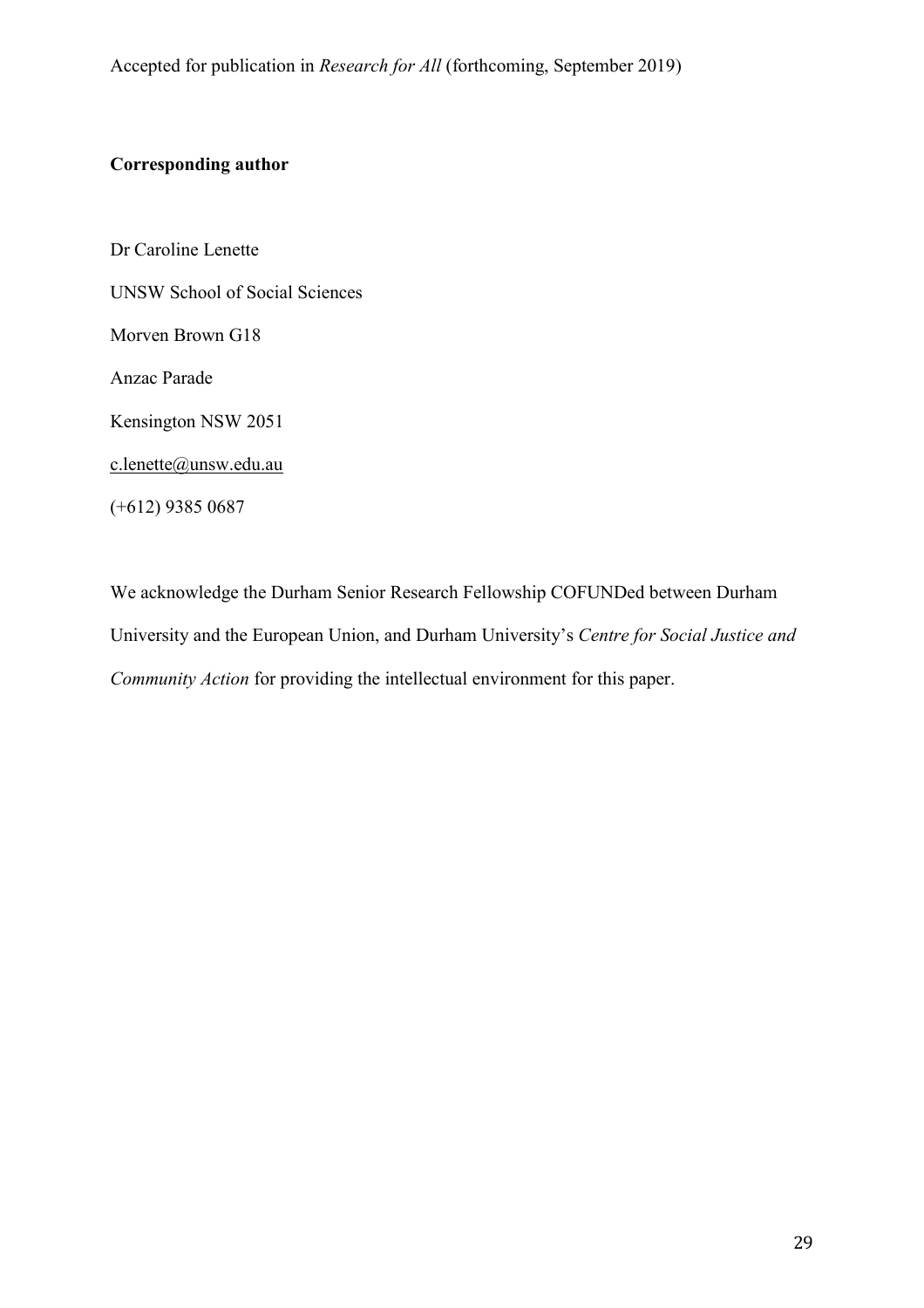Accepted for publication in *Research for All* (forthcoming, September 2019)

**Corresponding author**

Dr Caroline Lenette

UNSW School of Social Sciences

Morven Brown G18

Anzac Parade

Kensington NSW 2051

c.lenette@unsw.edu.au

(+612) 9385 0687

We acknowledge the Durham Senior Research Fellowship COFUNDed between Durham University and the European Union, and Durham University's *Centre for Social Justice and Community Action* for providing the intellectual environment for this paper.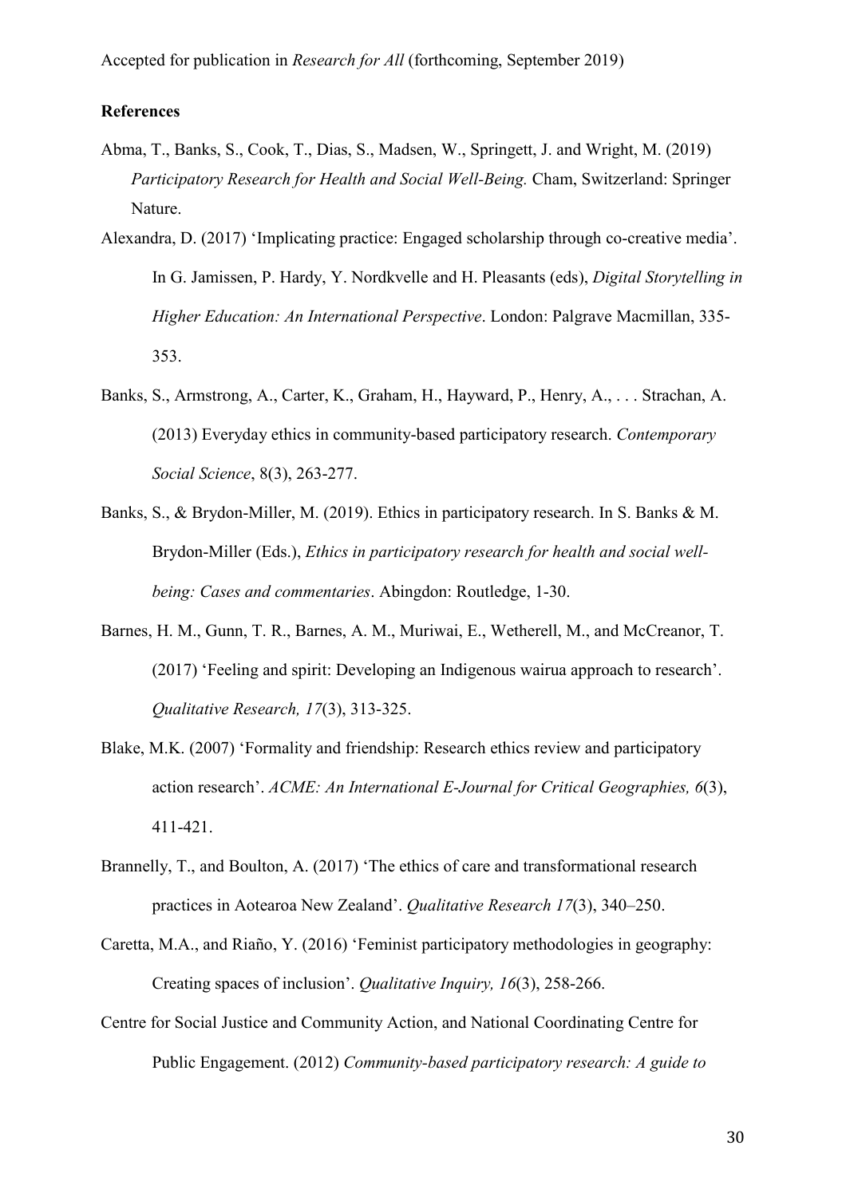## References

Abma, T., Banks, S., Cook, T., Dias, S., Madsen, W., Springett, J. and Wright, M. (2019) *Participatory Research for Health and Social Well-Being.* Cham, Switzerland: Springer Nature.

Alexandra, D. (2017) 'Implicating practice: Engaged scholarship through co-creative media'. In G. Jamissen, P. Hardy, Y. Nordkvelle and H. Pleasants (eds), *Digital Storytelling in Higher Education: An International Perspective*. London: Palgrave Macmillan, 335-353.

Banks, S., Armstrong, A., Carter, K., Graham, H., Hayward, P., Henry, A., . . . Strachan, A. (2013) Everyday ethics in community-based participatory research. *Contemporary Social Science*, 8(3), 263-277.

Banks, S., & Brydon-Miller, M. (2019). Ethics in participatory research. In S. Banks & M. Brydon-Miller (Eds.), *Ethics in participatory research for health and social well-being: Cases and commentaries*. Abingdon: Routledge, 1-30.

Barnes, H. M., Gunn, T. R., Barnes, A. M., Muriwai, E., Wetherell, M., and McCreanor, T. (2017) 'Feeling and spirit: Developing an Indigenous wairua approach to research'. *Qualitative Research, 17*(3), 313-325.

Blake, M.K. (2007) 'Formality and friendship: Research ethics review and participatory action research'. *ACME: An International E-Journal for Critical Geographies, 6*(3), 411-421.

Brannelly, T., and Boulton, A. (2017) 'The ethics of care and transformational research practices in Aotearoa New Zealand'. *Qualitative Research 17*(3), 340–250.

Caretta, M.A., and Riaño, Y. (2016) 'Feminist participatory methodologies in geography: Creating spaces of inclusion'. *Qualitative Inquiry, 16*(3), 258-266.

Centre for Social Justice and Community Action, and National Coordinating Centre for Public Engagement. (2012) *Community-based participatory research: A guide to*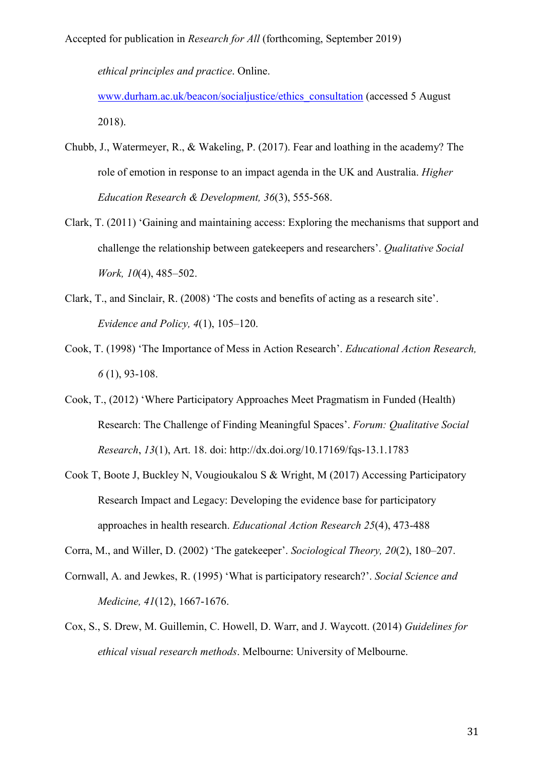*ethical principles and practice*. Online. www.durham.ac.uk/beacon/socialjustice/ethics_consultation (accessed 5 August 2018).

Chubb, J., Watermeyer, R., & Wakeling, P. (2017). Fear and loathing in the academy? The role of emotion in response to an impact agenda in the UK and Australia. *Higher Education Research & Development, 36*(3), 555-568.

Clark, T. (2011) 'Gaining and maintaining access: Exploring the mechanisms that support and challenge the relationship between gatekeepers and researchers'. *Qualitative Social Work, 10*(4), 485–502.

Clark, T., and Sinclair, R. (2008) 'The costs and benefits of acting as a research site'. *Evidence and Policy, 4*(1), 105–120.

Cook, T. (1998) 'The Importance of Mess in Action Research'. *Educational Action Research, 6* (1), 93-108.

Cook, T., (2012) 'Where Participatory Approaches Meet Pragmatism in Funded (Health) Research: The Challenge of Finding Meaningful Spaces'. *Forum: Qualitative Social Research*, *13*(1), Art. 18. doi: http://dx.doi.org/10.17169/fqs-13.1.1783

Cook T, Boote J, Buckley N, Vougioukalou S & Wright, M (2017) Accessing Participatory Research Impact and Legacy: Developing the evidence base for participatory approaches in health research. *Educational Action Research 25*(4), 473-488

Corra, M., and Willer, D. (2002) 'The gatekeeper'. *Sociological Theory, 20*(2), 180–207.

Cornwall, A. and Jewkes, R. (1995) 'What is participatory research?'. *Social Science and Medicine, 41*(12), 1667-1676.

Cox, S., S. Drew, M. Guillemin, C. Howell, D. Warr, and J. Waycott. (2014) *Guidelines for ethical visual research methods*. Melbourne: University of Melbourne.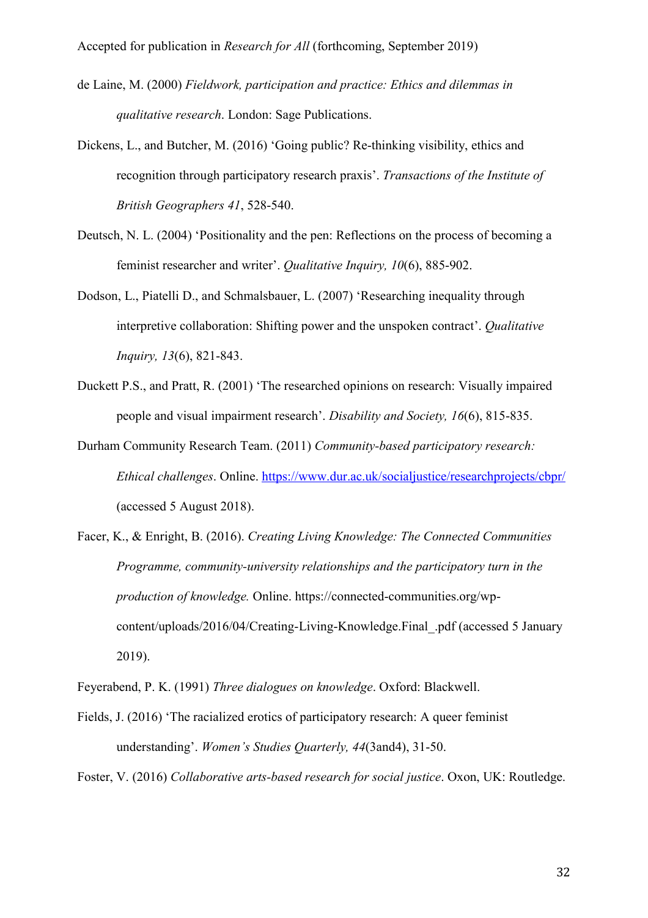de Laine, M. (2000) *Fieldwork, participation and practice: Ethics and dilemmas in qualitative research*. London: Sage Publications.

Dickens, L., and Butcher, M. (2016) 'Going public? Re-thinking visibility, ethics and recognition through participatory research praxis'. *Transactions of the Institute of British Geographers 41*, 528-540.

Deutsch, N. L. (2004) 'Positionality and the pen: Reflections on the process of becoming a feminist researcher and writer'. *Qualitative Inquiry, 10*(6), 885-902.

Dodson, L., Piatelli D., and Schmalsbauer, L. (2007) 'Researching inequality through interpretive collaboration: Shifting power and the unspoken contract'. *Qualitative Inquiry, 13*(6), 821-843.

Duckett P.S., and Pratt, R. (2001) 'The researched opinions on research: Visually impaired people and visual impairment research'. *Disability and Society, 16*(6), 815-835.

Durham Community Research Team. (2011) *Community-based participatory research: Ethical challenges*. Online. https://www.dur.ac.uk/socialjustice/researchprojects/cbpr/ (accessed 5 August 2018).

Facer, K., & Enright, B. (2016). *Creating Living Knowledge: The Connected Communities Programme, community-university relationships and the participatory turn in the production of knowledge.* Online. https://connected-communities.org/wp-content/uploads/2016/04/Creating-Living-Knowledge.Final_.pdf (accessed 5 January 2019).

Feyerabend, P. K. (1991) *Three dialogues on knowledge*. Oxford: Blackwell.

Fields, J. (2016) 'The racialized erotics of participatory research: A queer feminist understanding'. *Women's Studies Quarterly, 44*(3and4), 31-50.

Foster, V. (2016) *Collaborative arts-based research for social justice*. Oxon, UK: Routledge.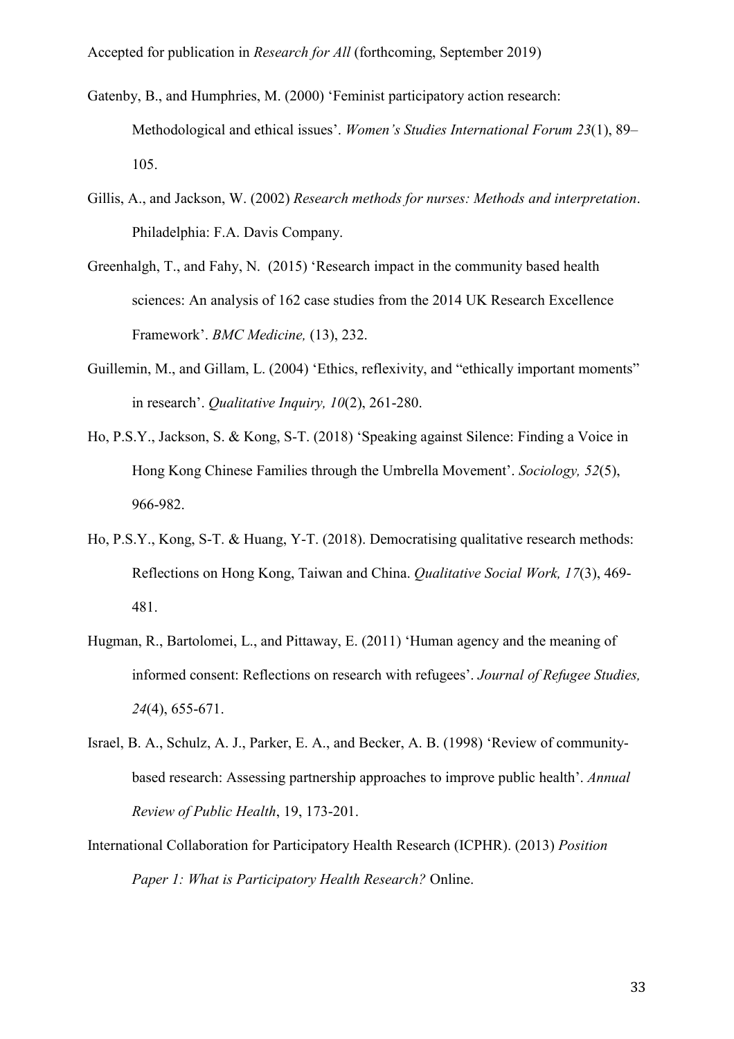Gatenby, B., and Humphries, M. (2000) 'Feminist participatory action research: Methodological and ethical issues'. *Women's Studies International Forum 23*(1), 89–105.

Gillis, A., and Jackson, W. (2002) *Research methods for nurses: Methods and interpretation*. Philadelphia: F.A. Davis Company.

Greenhalgh, T., and Fahy, N. (2015) 'Research impact in the community based health sciences: An analysis of 162 case studies from the 2014 UK Research Excellence Framework'. *BMC Medicine,* (13), 232.

Guillemin, M., and Gillam, L. (2004) 'Ethics, reflexivity, and "ethically important moments" in research'. *Qualitative Inquiry, 10*(2), 261-280.

Ho, P.S.Y., Jackson, S. & Kong, S-T. (2018) 'Speaking against Silence: Finding a Voice in Hong Kong Chinese Families through the Umbrella Movement'. *Sociology, 52*(5), 966-982.

Ho, P.S.Y., Kong, S-T. & Huang, Y-T. (2018). Democratising qualitative research methods: Reflections on Hong Kong, Taiwan and China. *Qualitative Social Work, 17*(3), 469-481.

Hugman, R., Bartolomei, L., and Pittaway, E. (2011) 'Human agency and the meaning of informed consent: Reflections on research with refugees'. *Journal of Refugee Studies, 24*(4), 655-671.

Israel, B. A., Schulz, A. J., Parker, E. A., and Becker, A. B. (1998) 'Review of community-based research: Assessing partnership approaches to improve public health'. *Annual Review of Public Health*, 19, 173-201.

International Collaboration for Participatory Health Research (ICPHR). (2013) *Position Paper 1: What is Participatory Health Research?* Online.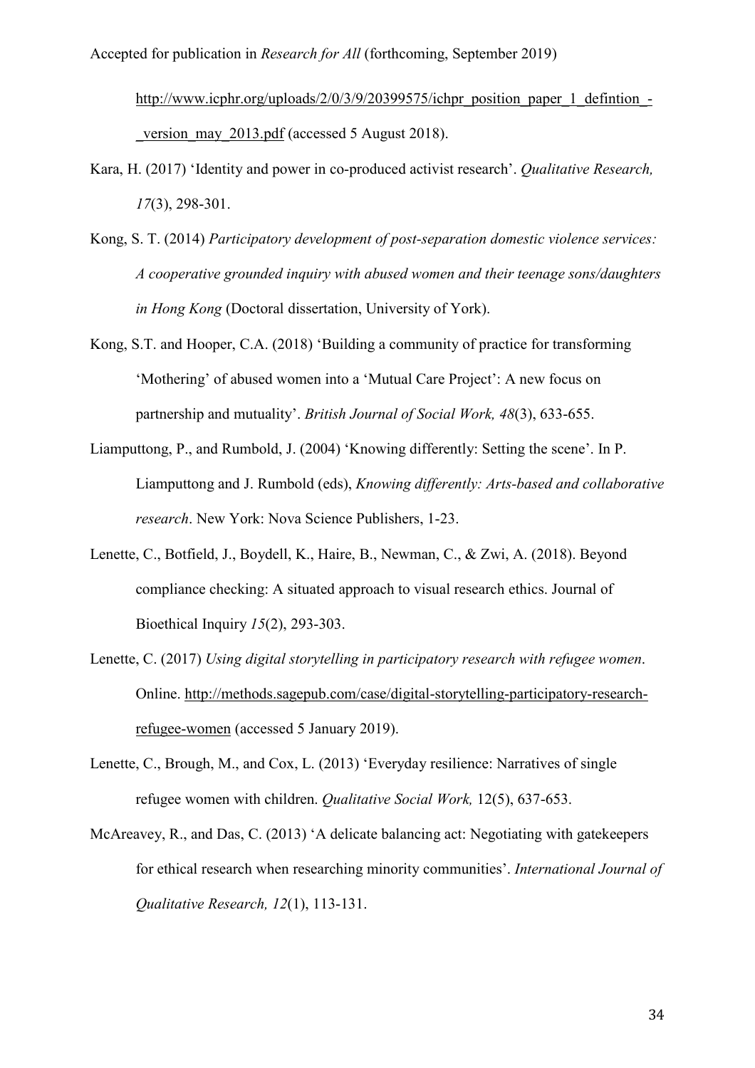http://www.icphr.org/uploads/2/0/3/9/20399575/ichpr_position_paper_1_defintion_-_version_may_2013.pdf (accessed 5 August 2018).

Kara, H. (2017) 'Identity and power in co-produced activist research'. *Qualitative Research, 17*(3), 298-301.

Kong, S. T. (2014) *Participatory development of post-separation domestic violence services: A cooperative grounded inquiry with abused women and their teenage sons/daughters in Hong Kong* (Doctoral dissertation, University of York).

Kong, S.T. and Hooper, C.A. (2018) 'Building a community of practice for transforming 'Mothering' of abused women into a 'Mutual Care Project': A new focus on partnership and mutuality'. *British Journal of Social Work, 48*(3), 633-655.

Liamputtong, P., and Rumbold, J. (2004) 'Knowing differently: Setting the scene'. In P. Liamputtong and J. Rumbold (eds), *Knowing differently: Arts-based and collaborative research*. New York: Nova Science Publishers, 1-23.

Lenette, C., Botfield, J., Boydell, K., Haire, B., Newman, C., & Zwi, A. (2018). Beyond compliance checking: A situated approach to visual research ethics. Journal of Bioethical Inquiry *15*(2), 293-303.

Lenette, C. (2017) *Using digital storytelling in participatory research with refugee women*. Online. http://methods.sagepub.com/case/digital-storytelling-participatory-research-refugee-women (accessed 5 January 2019).

Lenette, C., Brough, M., and Cox, L. (2013) 'Everyday resilience: Narratives of single refugee women with children. *Qualitative Social Work,* 12(5), 637-653.

McAreavey, R., and Das, C. (2013) 'A delicate balancing act: Negotiating with gatekeepers for ethical research when researching minority communities'. *International Journal of Qualitative Research, 12*(1), 113-131.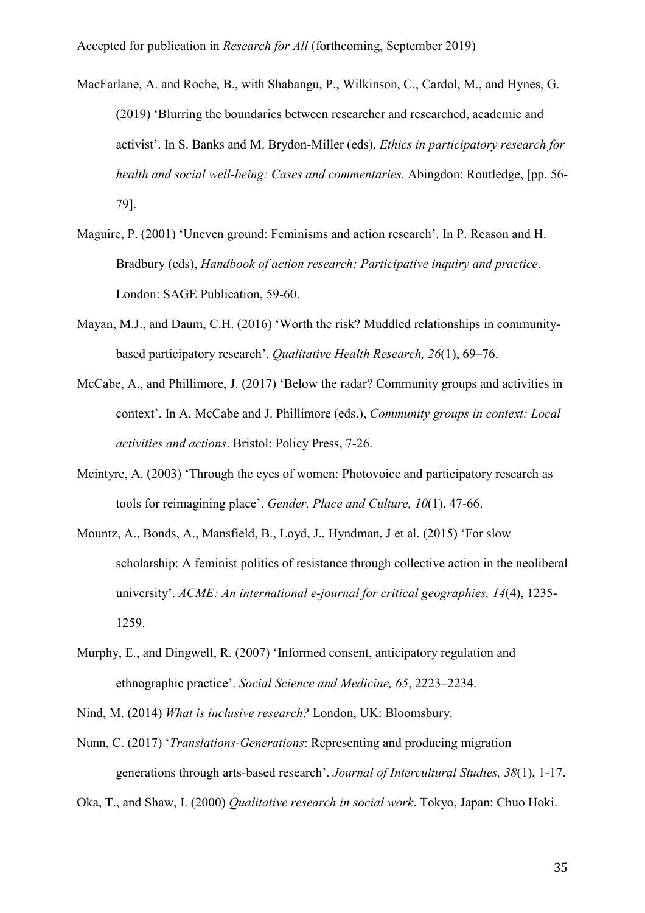MacFarlane, A. and Roche, B., with Shabangu, P., Wilkinson, C., Cardol, M., and Hynes, G. (2019) 'Blurring the boundaries between researcher and researched, academic and activist'. In S. Banks and M. Brydon-Miller (eds), *Ethics in participatory research for health and social well-being: Cases and commentaries*. Abingdon: Routledge, [pp. 56-79].

Maguire, P. (2001) 'Uneven ground: Feminisms and action research'. In P. Reason and H. Bradbury (eds), *Handbook of action research: Participative inquiry and practice*. London: SAGE Publication, 59-60.

Mayan, M.J., and Daum, C.H. (2016) 'Worth the risk? Muddled relationships in community-based participatory research'. *Qualitative Health Research, 26*(1), 69–76.

McCabe, A., and Phillimore, J. (2017) 'Below the radar? Community groups and activities in context'. In A. McCabe and J. Phillimore (eds.), *Community groups in context: Local activities and actions*. Bristol: Policy Press, 7-26.

Mcintyre, A. (2003) 'Through the eyes of women: Photovoice and participatory research as tools for reimagining place'. *Gender, Place and Culture, 10*(1), 47-66.

Mountz, A., Bonds, A., Mansfield, B., Loyd, J., Hyndman, J et al. (2015) 'For slow scholarship: A feminist politics of resistance through collective action in the neoliberal university'. *ACME: An international e-journal for critical geographies, 14*(4), 1235-1259.

Murphy, E., and Dingwell, R. (2007) 'Informed consent, anticipatory regulation and ethnographic practice'. *Social Science and Medicine, 65*, 2223–2234.

Nind, M. (2014) *What is inclusive research?* London, UK: Bloomsbury.

Nunn, C. (2017) '*Translations-Generations*: Representing and producing migration generations through arts-based research'. *Journal of Intercultural Studies, 38*(1), 1-17.

Oka, T., and Shaw, I. (2000) *Qualitative research in social work*. Tokyo, Japan: Chuo Hoki.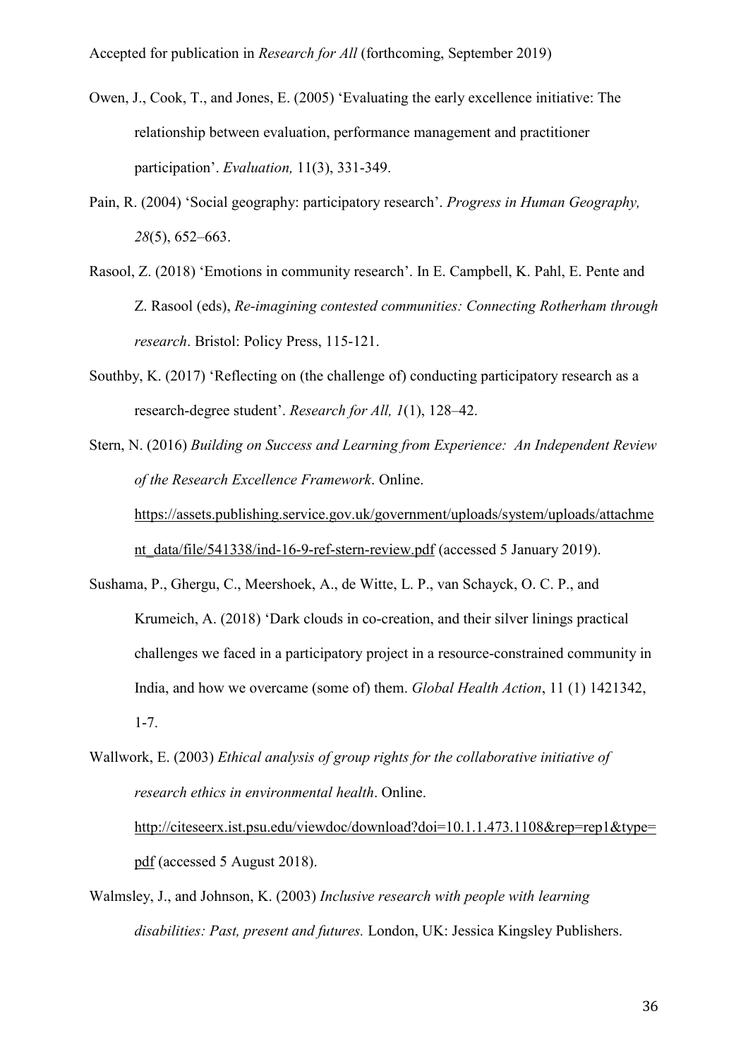Owen, J., Cook, T., and Jones, E. (2005) 'Evaluating the early excellence initiative: The relationship between evaluation, performance management and practitioner participation'. *Evaluation,* 11(3), 331-349.

Pain, R. (2004) 'Social geography: participatory research'. *Progress in Human Geography, 28*(5), 652–663.

Rasool, Z. (2018) 'Emotions in community research'. In E. Campbell, K. Pahl, E. Pente and Z. Rasool (eds), *Re-imagining contested communities: Connecting Rotherham through research*. Bristol: Policy Press, 115-121.

Southby, K. (2017) 'Reflecting on (the challenge of) conducting participatory research as a research-degree student'. *Research for All, 1*(1), 128–42.

Stern, N. (2016) *Building on Success and Learning from Experience: An Independent Review of the Research Excellence Framework*. Online. https://assets.publishing.service.gov.uk/government/uploads/system/uploads/attachment_data/file/541338/ind-16-9-ref-stern-review.pdf (accessed 5 January 2019).

Sushama, P., Ghergu, C., Meershoek, A., de Witte, L. P., van Schayck, O. C. P., and Krumeich, A. (2018) 'Dark clouds in co-creation, and their silver linings practical challenges we faced in a participatory project in a resource-constrained community in India, and how we overcame (some of) them. *Global Health Action*, 11 (1) 1421342, 1-7.

Wallwork, E. (2003) *Ethical analysis of group rights for the collaborative initiative of research ethics in environmental health*. Online. http://citeseerx.ist.psu.edu/viewdoc/download?doi=10.1.1.473.1108&rep=rep1&type=pdf (accessed 5 August 2018).

Walmsley, J., and Johnson, K. (2003) *Inclusive research with people with learning disabilities: Past, present and futures.* London, UK: Jessica Kingsley Publishers.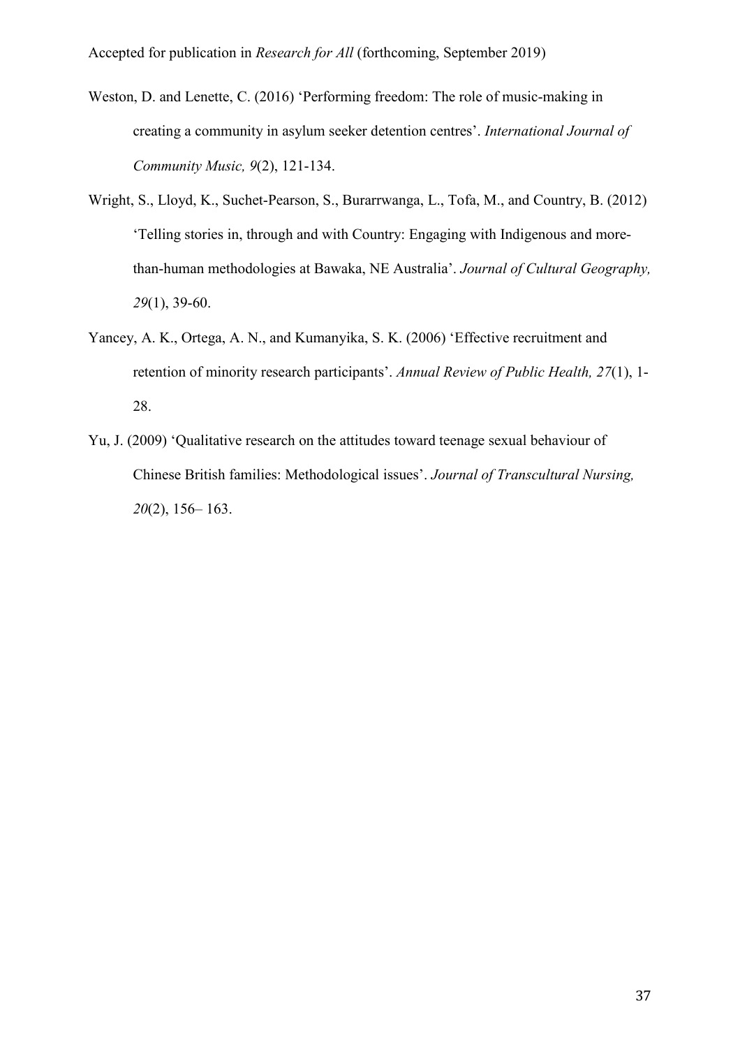Weston, D. and Lenette, C. (2016) 'Performing freedom: The role of music-making in creating a community in asylum seeker detention centres'. *International Journal of Community Music, 9*(2), 121-134.

Wright, S., Lloyd, K., Suchet-Pearson, S., Burarrwanga, L., Tofa, M., and Country, B. (2012) 'Telling stories in, through and with Country: Engaging with Indigenous and more-than-human methodologies at Bawaka, NE Australia'. *Journal of Cultural Geography, 29*(1), 39-60.

Yancey, A. K., Ortega, A. N., and Kumanyika, S. K. (2006) 'Effective recruitment and retention of minority research participants'. *Annual Review of Public Health, 27*(1), 1-28.

Yu, J. (2009) 'Qualitative research on the attitudes toward teenage sexual behaviour of Chinese British families: Methodological issues'. *Journal of Transcultural Nursing, 20*(2), 156– 163.